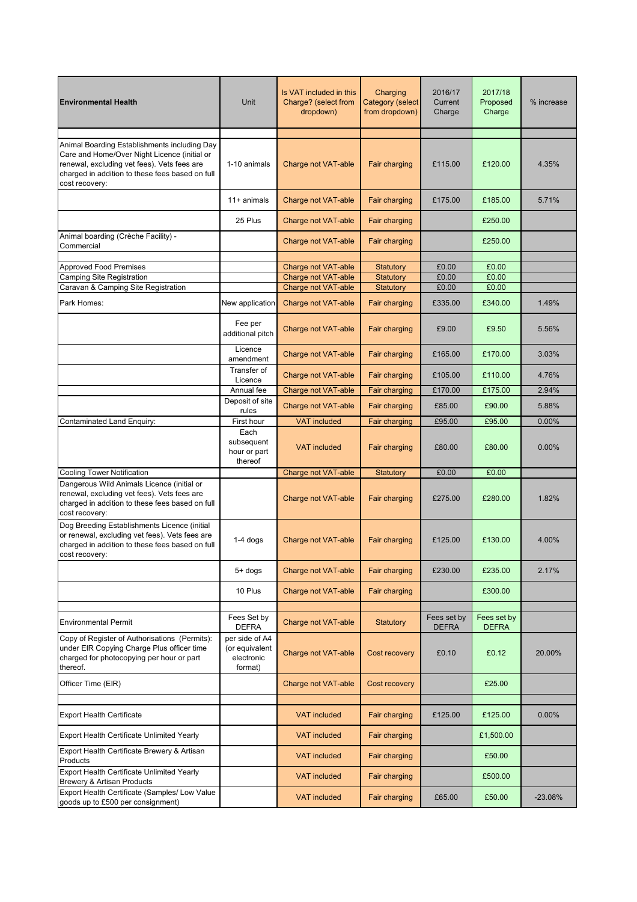| Environmental Health | Unit | Is VAT included in this Charge? (select from dropdown) | Charging Category (select from dropdown) | 2016/17 Current Charge | 2017/18 Proposed Charge | % increase |
|---|---|---|---|---|---|---|
| | | | | | | |
| Animal Boarding Establishments including Day Care and Home/Over Night Licence (initial or renewal, excluding vet fees). Vets fees are charged in addition to these fees based on full cost recovery: | 1-10 animals | Charge not VAT-able | Fair charging | £115.00 | £120.00 | 4.35% |
| | 11+ animals | Charge not VAT-able | Fair charging | £175.00 | £185.00 | 5.71% |
| | 25 Plus | Charge not VAT-able | Fair charging | | £250.00 | |
| Animal boarding (Crèche Facility) - Commercial | | Charge not VAT-able | Fair charging | | £250.00 | |
| | | | | | | |
| Approved Food Premises | | Charge not VAT-able | Statutory | £0.00 | £0.00 | |
| Camping Site Registration | | Charge not VAT-able | Statutory | £0.00 | £0.00 | |
| Caravan & Camping Site Registration | | Charge not VAT-able | Statutory | £0.00 | £0.00 | |
| Park Homes: | New application | Charge not VAT-able | Fair charging | £335.00 | £340.00 | 1.49% |
| | Fee per additional pitch | Charge not VAT-able | Fair charging | £9.00 | £9.50 | 5.56% |
| | Licence amendment | Charge not VAT-able | Fair charging | £165.00 | £170.00 | 3.03% |
| | Transfer of Licence | Charge not VAT-able | Fair charging | £105.00 | £110.00 | 4.76% |
| | Annual fee | Charge not VAT-able | Fair charging | £170.00 | £175.00 | 2.94% |
| | Deposit of site rules | Charge not VAT-able | Fair charging | £85.00 | £90.00 | 5.88% |
| Contaminated Land Enquiry: | First hour | VAT included | Fair charging | £95.00 | £95.00 | 0.00% |
| | Each subsequent hour or part thereof | VAT included | Fair charging | £80.00 | £80.00 | 0.00% |
| Cooling Tower Notification | | Charge not VAT-able | Statutory | £0.00 | £0.00 | |
| Dangerous Wild Animals Licence (initial or renewal, excluding vet fees). Vets fees are charged in addition to these fees based on full cost recovery: | | Charge not VAT-able | Fair charging | £275.00 | £280.00 | 1.82% |
| Dog Breeding Establishments Licence (initial or renewal, excluding vet fees). Vets fees are charged in addition to these fees based on full cost recovery: | 1-4 dogs | Charge not VAT-able | Fair charging | £125.00 | £130.00 | 4.00% |
| | 5+ dogs | Charge not VAT-able | Fair charging | £230.00 | £235.00 | 2.17% |
| | 10 Plus | Charge not VAT-able | Fair charging | | £300.00 | |
| | | | | | | |
| Environmental Permit | Fees Set by DEFRA | Charge not VAT-able | Statutory | Fees set by DEFRA | Fees set by DEFRA | |
| Copy of Register of Authorisations (Permits): under EIR Copying Charge Plus officer time charged for photocopying per hour or part thereof. | per side of A4 (or equivalent electronic format) | Charge not VAT-able | Cost recovery | £0.10 | £0.12 | 20.00% |
| Officer Time (EIR) | | Charge not VAT-able | Cost recovery | | £25.00 | |
| | | | | | | |
| Export Health Certificate | | VAT included | Fair charging | £125.00 | £125.00 | 0.00% |
| Export Health Certificate Unlimited Yearly | | VAT included | Fair charging | | £1,500.00 | |
| Export Health Certificate Brewery & Artisan Products | | VAT included | Fair charging | | £50.00 | |
| Export Health Certificate Unlimited Yearly Brewery & Artisan Products | | VAT included | Fair charging | | £500.00 | |
| Export Health Certificate (Samples/ Low Value goods up to £500 per consignment) | | VAT included | Fair charging | £65.00 | £50.00 | -23.08% |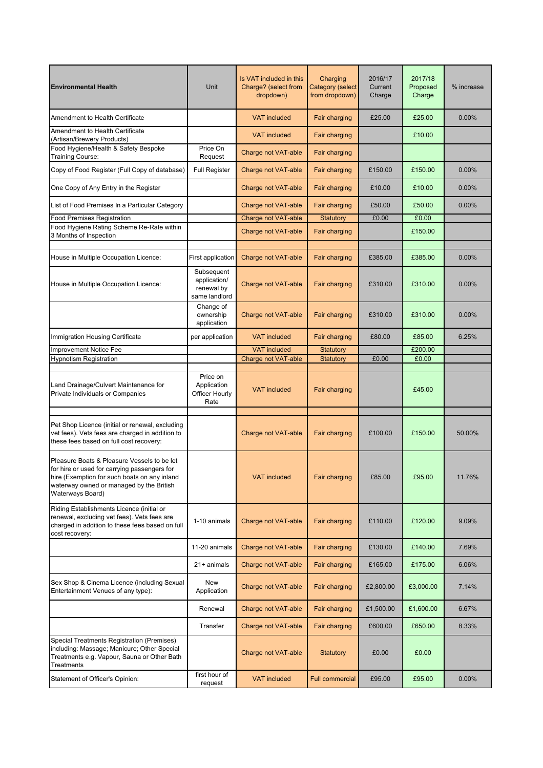| Environmental Health | Unit | Is VAT included in this Charge? (select from dropdown) | Charging Category (select from dropdown) | 2016/17 Current Charge | 2017/18 Proposed Charge | % increase |
|---|---|---|---|---|---|---|
| Amendment to Health Certificate | | VAT included | Fair charging | £25.00 | £25.00 | 0.00% |
| Amendment to Health Certificate (Artisan/Brewery Products) | | VAT included | Fair charging | | £10.00 | |
| Food Hygiene/Health & Safety Bespoke Training Course: | Price On Request | Charge not VAT-able | Fair charging | | | |
| Copy of Food Register (Full Copy of database) | Full Register | Charge not VAT-able | Fair charging | £150.00 | £150.00 | 0.00% |
| One Copy of Any Entry in the Register | | Charge not VAT-able | Fair charging | £10.00 | £10.00 | 0.00% |
| List of Food Premises In a Particular Category | | Charge not VAT-able | Fair charging | £50.00 | £50.00 | 0.00% |
| Food Premises Registration | | Charge not VAT-able | Statutory | £0.00 | £0.00 | |
| Food Hygiene Rating Scheme Re-Rate within 3 Months of Inspection | | Charge not VAT-able | Fair charging | | £150.00 | |
| | | | | | | |
| House in Multiple Occupation Licence: | First application | Charge not VAT-able | Fair charging | £385.00 | £385.00 | 0.00% |
| House in Multiple Occupation Licence: | Subsequent application/ renewal by same landlord | Charge not VAT-able | Fair charging | £310.00 | £310.00 | 0.00% |
| | Change of ownership application | Charge not VAT-able | Fair charging | £310.00 | £310.00 | 0.00% |
| Immigration Housing Certificate | per application | VAT included | Fair charging | £80.00 | £85.00 | 6.25% |
| Improvement Notice Fee | | VAT included | Statutory | | £200.00 | |
| Hypnotism Registration | | Charge not VAT-able | Statutory | £0.00 | £0.00 | |
| | | | | | | |
| Land Drainage/Culvert Maintenance for Private Individuals or Companies | Price on Application Officer Hourly Rate | VAT included | Fair charging | | £45.00 | |
| | | | | | | |
| Pet Shop Licence (initial or renewal, excluding vet fees). Vets fees are charged in addition to these fees based on full cost recovery: | | Charge not VAT-able | Fair charging | £100.00 | £150.00 | 50.00% |
| Pleasure Boats & Pleasure Vessels to be let for hire or used for carrying passengers for hire (Exemption for such boats on any inland waterway owned or managed by the British Waterways Board) | | VAT included | Fair charging | £85.00 | £95.00 | 11.76% |
| Riding Establishments Licence (initial or renewal, excluding vet fees). Vets fees are charged in addition to these fees based on full cost recovery: | 1-10 animals | Charge not VAT-able | Fair charging | £110.00 | £120.00 | 9.09% |
| | 11-20 animals | Charge not VAT-able | Fair charging | £130.00 | £140.00 | 7.69% |
| | 21+ animals | Charge not VAT-able | Fair charging | £165.00 | £175.00 | 6.06% |
| Sex Shop & Cinema Licence (including Sexual Entertainment Venues of any type): | New Application | Charge not VAT-able | Fair charging | £2,800.00 | £3,000.00 | 7.14% |
| | Renewal | Charge not VAT-able | Fair charging | £1,500.00 | £1,600.00 | 6.67% |
| | Transfer | Charge not VAT-able | Fair charging | £600.00 | £650.00 | 8.33% |
| Special Treatments Registration (Premises) including: Massage; Manicure; Other Special Treatments e.g. Vapour, Sauna or Other Bath Treatments | | Charge not VAT-able | Statutory | £0.00 | £0.00 | |
| Statement of Officer's Opinion: | first hour of request | VAT included | Full commercial | £95.00 | £95.00 | 0.00% |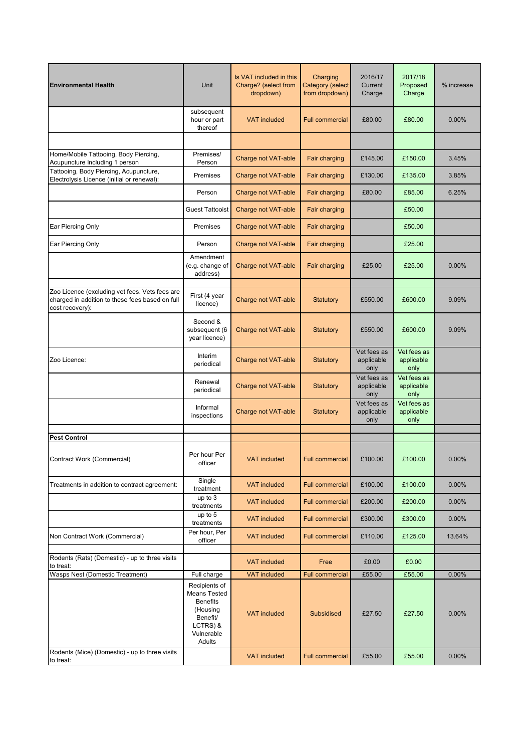| Environmental Health | Unit | Is VAT included in this Charge? (select from dropdown) | Charging Category (select from dropdown) | 2016/17 Current Charge | 2017/18 Proposed Charge | % increase |
|---|---|---|---|---|---|---|
| | subsequent hour or part thereof | VAT included | Full commercial | £80.00 | £80.00 | 0.00% |
| | | | | | | |
| Home/Mobile Tattooing, Body Piercing, Acupuncture Including 1 person | Premises/ Person | Charge not VAT-able | Fair charging | £145.00 | £150.00 | 3.45% |
| Tattooing, Body Piercing, Acupuncture, Electrolysis Licence (initial or renewal): | Premises | Charge not VAT-able | Fair charging | £130.00 | £135.00 | 3.85% |
| | Person | Charge not VAT-able | Fair charging | £80.00 | £85.00 | 6.25% |
| | Guest Tattooist | Charge not VAT-able | Fair charging | | £50.00 | |
| Ear Piercing Only | Premises | Charge not VAT-able | Fair charging | | £50.00 | |
| Ear Piercing Only | Person | Charge not VAT-able | Fair charging | | £25.00 | |
| | Amendment (e.g. change of address) | Charge not VAT-able | Fair charging | £25.00 | £25.00 | 0.00% |
| | | | | | | |
| Zoo Licence (excluding vet fees. Vets fees are charged in addition to these fees based on full cost recovery): | First (4 year licence) | Charge not VAT-able | Statutory | £550.00 | £600.00 | 9.09% |
| | Second & subsequent (6 year licence) | Charge not VAT-able | Statutory | £550.00 | £600.00 | 9.09% |
| Zoo Licence: | Interim periodical | Charge not VAT-able | Statutory | Vet fees as applicable only | Vet fees as applicable only | |
| | Renewal periodical | Charge not VAT-able | Statutory | Vet fees as applicable only | Vet fees as applicable only | |
| | Informal inspections | Charge not VAT-able | Statutory | Vet fees as applicable only | Vet fees as applicable only | |
| | | | | | | |
| **Pest Control** | | | | | | |
| Contract Work (Commercial) | Per hour Per officer | VAT included | Full commercial | £100.00 | £100.00 | 0.00% |
| Treatments in addition to contract agreement: | Single treatment | VAT included | Full commercial | £100.00 | £100.00 | 0.00% |
| | up to 3 treatments | VAT included | Full commercial | £200.00 | £200.00 | 0.00% |
| | up to 5 treatments | VAT included | Full commercial | £300.00 | £300.00 | 0.00% |
| Non Contract Work (Commercial) | Per hour, Per officer | VAT included | Full commercial | £110.00 | £125.00 | 13.64% |
| | | | | | | |
| Rodents (Rats) (Domestic) - up to three visits to treat: | | VAT included | Free | £0.00 | £0.00 | |
| Wasps Nest (Domestic Treatment) | Full charge | VAT included | Full commercial | £55.00 | £55.00 | 0.00% |
| | Recipients of Means Tested Benefits (Housing Benefit/ LCTRS) & Vulnerable Adults | VAT included | Subsidised | £27.50 | £27.50 | 0.00% |
| Rodents (Mice) (Domestic) - up to three visits to treat: | | VAT included | Full commercial | £55.00 | £55.00 | 0.00% |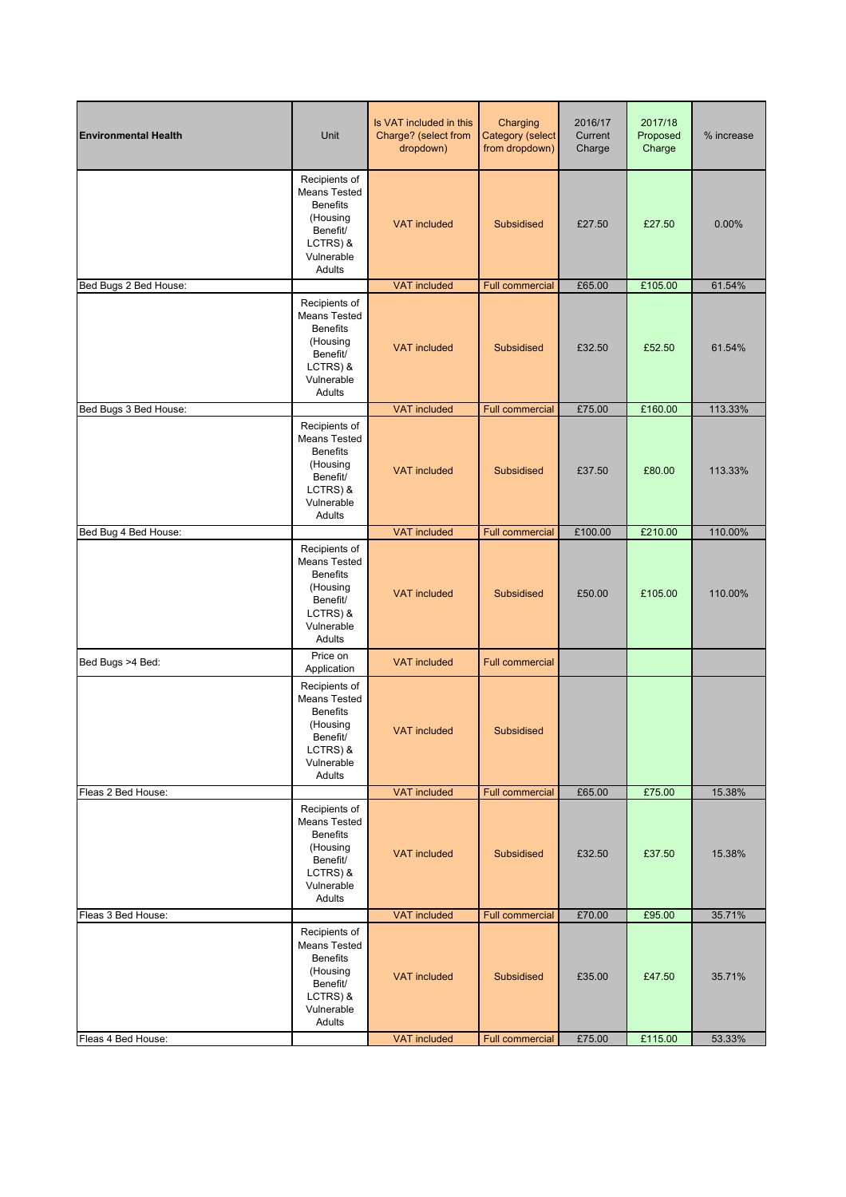| Environmental Health | Unit | Is VAT included in this Charge? (select from dropdown) | Charging Category (select from dropdown) | 2016/17 Current Charge | 2017/18 Proposed Charge | % increase |
|---|---|---|---|---|---|---|
| | Recipients of Means Tested Benefits (Housing Benefit/ LCTRS) & Vulnerable Adults | VAT included | Subsidised | £27.50 | £27.50 | 0.00% |
| Bed Bugs 2 Bed House: | | VAT included | Full commercial | £65.00 | £105.00 | 61.54% |
| | Recipients of Means Tested Benefits (Housing Benefit/ LCTRS) & Vulnerable Adults | VAT included | Subsidised | £32.50 | £52.50 | 61.54% |
| Bed Bugs 3 Bed House: | | VAT included | Full commercial | £75.00 | £160.00 | 113.33% |
| | Recipients of Means Tested Benefits (Housing Benefit/ LCTRS) & Vulnerable Adults | VAT included | Subsidised | £37.50 | £80.00 | 113.33% |
| Bed Bug 4 Bed House: | | VAT included | Full commercial | £100.00 | £210.00 | 110.00% |
| | Recipients of Means Tested Benefits (Housing Benefit/ LCTRS) & Vulnerable Adults | VAT included | Subsidised | £50.00 | £105.00 | 110.00% |
| Bed Bugs >4 Bed: | Price on Application | VAT included | Full commercial | | | |
| | Recipients of Means Tested Benefits (Housing Benefit/ LCTRS) & Vulnerable Adults | VAT included | Subsidised | | | |
| Fleas 2 Bed House: | | VAT included | Full commercial | £65.00 | £75.00 | 15.38% |
| | Recipients of Means Tested Benefits (Housing Benefit/ LCTRS) & Vulnerable Adults | VAT included | Subsidised | £32.50 | £37.50 | 15.38% |
| Fleas 3 Bed House: | | VAT included | Full commercial | £70.00 | £95.00 | 35.71% |
| | Recipients of Means Tested Benefits (Housing Benefit/ LCTRS) & Vulnerable Adults | VAT included | Subsidised | £35.00 | £47.50 | 35.71% |
| Fleas 4 Bed House: | | VAT included | Full commercial | £75.00 | £115.00 | 53.33% |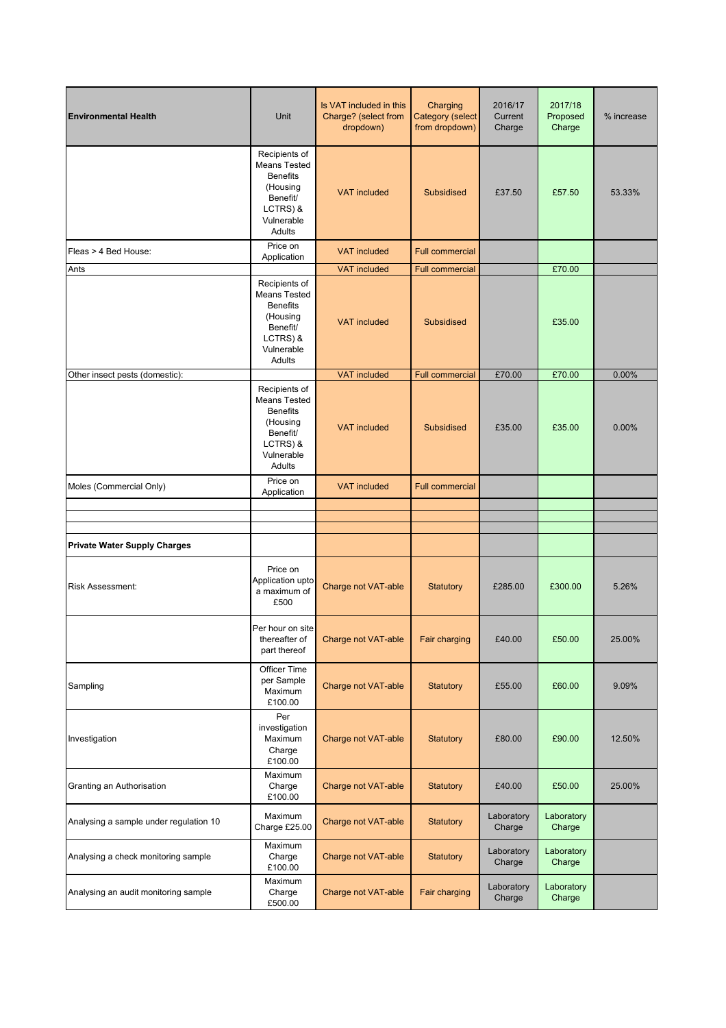| Environmental Health | Unit | Is VAT included in this Charge? (select from dropdown) | Charging Category (select from dropdown) | 2016/17 Current Charge | 2017/18 Proposed Charge | % increase |
|---|---|---|---|---|---|---|
| | Recipients of Means Tested Benefits (Housing Benefit/ LCTRS) & Vulnerable Adults | VAT included | Subsidised | £37.50 | £57.50 | 53.33% |
| Fleas > 4 Bed House: | Price on Application | VAT included | Full commercial | | | |
| Ants | | VAT included | Full commercial | | £70.00 | |
| | Recipients of Means Tested Benefits (Housing Benefit/ LCTRS) & Vulnerable Adults | VAT included | Subsidised | | £35.00 | |
| Other insect pests (domestic): | | VAT included | Full commercial | £70.00 | £70.00 | 0.00% |
| | Recipients of Means Tested Benefits (Housing Benefit/ LCTRS) & Vulnerable Adults | VAT included | Subsidised | £35.00 | £35.00 | 0.00% |
| Moles (Commercial Only) | Price on Application | VAT included | Full commercial | | | |
| | | | | | | |
| | | | | | | |
| | | | | | | |
| **Private Water Supply Charges** | | | | | | |
| Risk Assessment: | Price on Application upto a maximum of £500 | Charge not VAT-able | Statutory | £285.00 | £300.00 | 5.26% |
| | Per hour on site thereafter of part thereof | Charge not VAT-able | Fair charging | £40.00 | £50.00 | 25.00% |
| Sampling | Officer Time per Sample Maximum £100.00 | Charge not VAT-able | Statutory | £55.00 | £60.00 | 9.09% |
| Investigation | Per investigation Maximum Charge £100.00 | Charge not VAT-able | Statutory | £80.00 | £90.00 | 12.50% |
| Granting an Authorisation | Maximum Charge £100.00 | Charge not VAT-able | Statutory | £40.00 | £50.00 | 25.00% |
| Analysing a sample under regulation 10 | Maximum Charge £25.00 | Charge not VAT-able | Statutory | Laboratory Charge | Laboratory Charge | |
| Analysing a check monitoring sample | Maximum Charge £100.00 | Charge not VAT-able | Statutory | Laboratory Charge | Laboratory Charge | |
| Analysing an audit monitoring sample | Maximum Charge £500.00 | Charge not VAT-able | Fair charging | Laboratory Charge | Laboratory Charge | |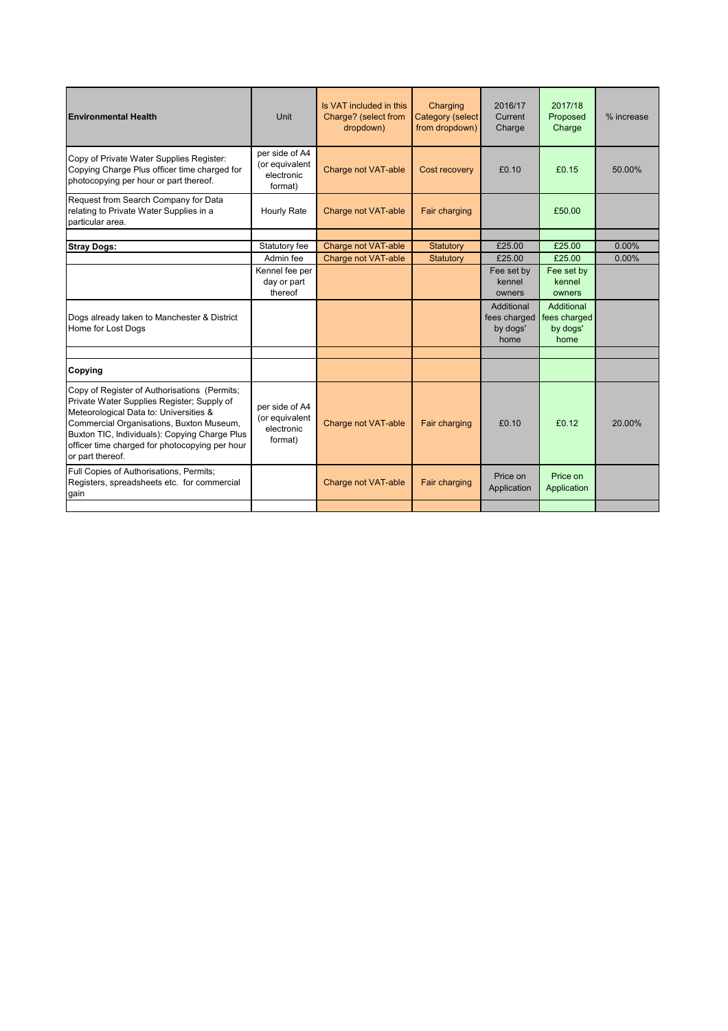| Environmental Health | Unit | Is VAT included in this Charge? (select from dropdown) | Charging Category (select from dropdown) | 2016/17 Current Charge | 2017/18 Proposed Charge | % increase |
|---|---|---|---|---|---|---|
| Copy of Private Water Supplies Register: Copying Charge Plus officer time charged for photocopying per hour or part thereof. | per side of A4 (or equivalent electronic format) | Charge not VAT-able | Cost recovery | £0.10 | £0.15 | 50.00% |
| Request from Search Company for Data relating to Private Water Supplies in a particular area. | Hourly Rate | Charge not VAT-able | Fair charging | | £50.00 | |
| | | | | | | |
| **Stray Dogs:** | Statutory fee | Charge not VAT-able | Statutory | £25.00 | £25.00 | 0.00% |
| | Admin fee | Charge not VAT-able | Statutory | £25.00 | £25.00 | 0.00% |
| | Kennel fee per day or part thereof | | | Fee set by kennel owners | Fee set by kennel owners | |
| Dogs already taken to Manchester & District Home for Lost Dogs | | | | Additional fees charged by dogs' home | Additional fees charged by dogs' home | |
| | | | | | | |
| **Copying** | | | | | | |
| Copy of Register of Authorisations (Permits; Private Water Supplies Register; Supply of Meteorological Data to: Universities & Commercial Organisations, Buxton Museum, Buxton TIC, Individuals): Copying Charge Plus officer time charged for photocopying per hour or part thereof. | per side of A4 (or equivalent electronic format) | Charge not VAT-able | Fair charging | £0.10 | £0.12 | 20.00% |
| Full Copies of Authorisations, Permits; Registers, spreadsheets etc. for commercial gain | | Charge not VAT-able | Fair charging | Price on Application | Price on Application | |
| | | | | | | |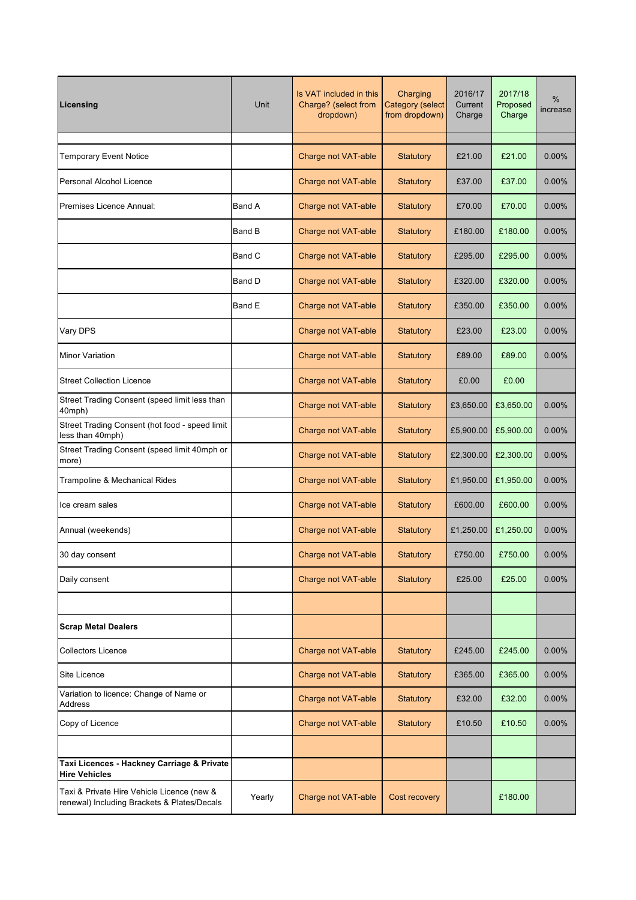| Licensing | Unit | Is VAT included in this Charge? (select from dropdown) | Charging Category (select from dropdown) | 2016/17 Current Charge | 2017/18 Proposed Charge | % increase |
|---|---|---|---|---|---|---|
| | | | | | | |
| Temporary Event Notice | | Charge not VAT-able | Statutory | £21.00 | £21.00 | 0.00% |
| Personal Alcohol Licence | | Charge not VAT-able | Statutory | £37.00 | £37.00 | 0.00% |
| Premises Licence Annual: | Band A | Charge not VAT-able | Statutory | £70.00 | £70.00 | 0.00% |
| | Band B | Charge not VAT-able | Statutory | £180.00 | £180.00 | 0.00% |
| | Band C | Charge not VAT-able | Statutory | £295.00 | £295.00 | 0.00% |
| | Band D | Charge not VAT-able | Statutory | £320.00 | £320.00 | 0.00% |
| | Band E | Charge not VAT-able | Statutory | £350.00 | £350.00 | 0.00% |
| Vary DPS | | Charge not VAT-able | Statutory | £23.00 | £23.00 | 0.00% |
| Minor Variation | | Charge not VAT-able | Statutory | £89.00 | £89.00 | 0.00% |
| Street Collection Licence | | Charge not VAT-able | Statutory | £0.00 | £0.00 | |
| Street Trading Consent (speed limit less than 40mph) | | Charge not VAT-able | Statutory | £3,650.00 | £3,650.00 | 0.00% |
| Street Trading Consent (hot food - speed limit less than 40mph) | | Charge not VAT-able | Statutory | £5,900.00 | £5,900.00 | 0.00% |
| Street Trading Consent (speed limit 40mph or more) | | Charge not VAT-able | Statutory | £2,300.00 | £2,300.00 | 0.00% |
| Trampoline & Mechanical Rides | | Charge not VAT-able | Statutory | £1,950.00 | £1,950.00 | 0.00% |
| Ice cream sales | | Charge not VAT-able | Statutory | £600.00 | £600.00 | 0.00% |
| Annual (weekends) | | Charge not VAT-able | Statutory | £1,250.00 | £1,250.00 | 0.00% |
| 30 day consent | | Charge not VAT-able | Statutory | £750.00 | £750.00 | 0.00% |
| Daily consent | | Charge not VAT-able | Statutory | £25.00 | £25.00 | 0.00% |
| | | | | | | |
| **Scrap Metal Dealers** | | | | | | |
| Collectors Licence | | Charge not VAT-able | Statutory | £245.00 | £245.00 | 0.00% |
| Site Licence | | Charge not VAT-able | Statutory | £365.00 | £365.00 | 0.00% |
| Variation to licence: Change of Name or Address | | Charge not VAT-able | Statutory | £32.00 | £32.00 | 0.00% |
| Copy of Licence | | Charge not VAT-able | Statutory | £10.50 | £10.50 | 0.00% |
| | | | | | | |
| **Taxi Licences - Hackney Carriage & Private Hire Vehicles** | | | | | | |
| Taxi & Private Hire Vehicle Licence (new & renewal) Including Brackets & Plates/Decals | Yearly | Charge not VAT-able | Cost recovery | | £180.00 | |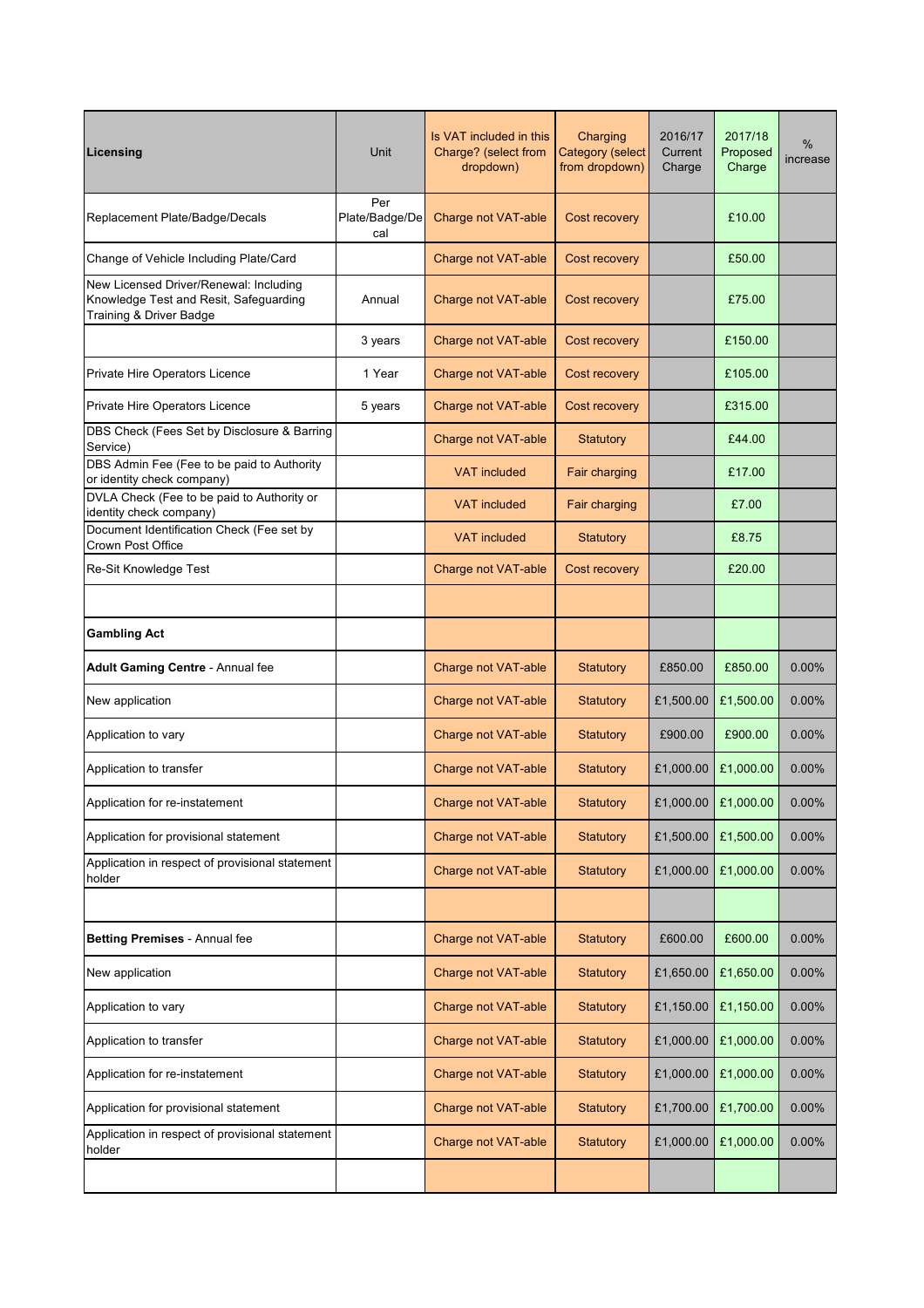| Licensing | Unit | Is VAT included in this Charge? (select from dropdown) | Charging Category (select from dropdown) | 2016/17 Current Charge | 2017/18 Proposed Charge | % increase |
|---|---|---|---|---|---|---|
| Replacement Plate/Badge/Decals | Per Plate/Badge/Decal | Charge not VAT-able | Cost recovery | | £10.00 | |
| Change of Vehicle Including Plate/Card | | Charge not VAT-able | Cost recovery | | £50.00 | |
| New Licensed Driver/Renewal: Including Knowledge Test and Resit, Safeguarding Training & Driver Badge | Annual | Charge not VAT-able | Cost recovery | | £75.00 | |
| | 3 years | Charge not VAT-able | Cost recovery | | £150.00 | |
| Private Hire Operators Licence | 1 Year | Charge not VAT-able | Cost recovery | | £105.00 | |
| Private Hire Operators Licence | 5 years | Charge not VAT-able | Cost recovery | | £315.00 | |
| DBS Check (Fees Set by Disclosure & Barring Service) | | Charge not VAT-able | Statutory | | £44.00 | |
| DBS Admin Fee (Fee to be paid to Authority or identity check company) | | VAT included | Fair charging | | £17.00 | |
| DVLA Check (Fee to be paid to Authority or identity check company) | | VAT included | Fair charging | | £7.00 | |
| Document Identification Check (Fee set by Crown Post Office | | VAT included | Statutory | | £8.75 | |
| Re-Sit Knowledge Test | | Charge not VAT-able | Cost recovery | | £20.00 | |
| | | | | | | |
| **Gambling Act** | | | | | | |
| **Adult Gaming Centre** - Annual fee | | Charge not VAT-able | Statutory | £850.00 | £850.00 | 0.00% |
| New application | | Charge not VAT-able | Statutory | £1,500.00 | £1,500.00 | 0.00% |
| Application to vary | | Charge not VAT-able | Statutory | £900.00 | £900.00 | 0.00% |
| Application to transfer | | Charge not VAT-able | Statutory | £1,000.00 | £1,000.00 | 0.00% |
| Application for re-instatement | | Charge not VAT-able | Statutory | £1,000.00 | £1,000.00 | 0.00% |
| Application for provisional statement | | Charge not VAT-able | Statutory | £1,500.00 | £1,500.00 | 0.00% |
| Application in respect of provisional statement holder | | Charge not VAT-able | Statutory | £1,000.00 | £1,000.00 | 0.00% |
| | | | | | | |
| **Betting Premises** - Annual fee | | Charge not VAT-able | Statutory | £600.00 | £600.00 | 0.00% |
| New application | | Charge not VAT-able | Statutory | £1,650.00 | £1,650.00 | 0.00% |
| Application to vary | | Charge not VAT-able | Statutory | £1,150.00 | £1,150.00 | 0.00% |
| Application to transfer | | Charge not VAT-able | Statutory | £1,000.00 | £1,000.00 | 0.00% |
| Application for re-instatement | | Charge not VAT-able | Statutory | £1,000.00 | £1,000.00 | 0.00% |
| Application for provisional statement | | Charge not VAT-able | Statutory | £1,700.00 | £1,700.00 | 0.00% |
| Application in respect of provisional statement holder | | Charge not VAT-able | Statutory | £1,000.00 | £1,000.00 | 0.00% |
| | | | | | | |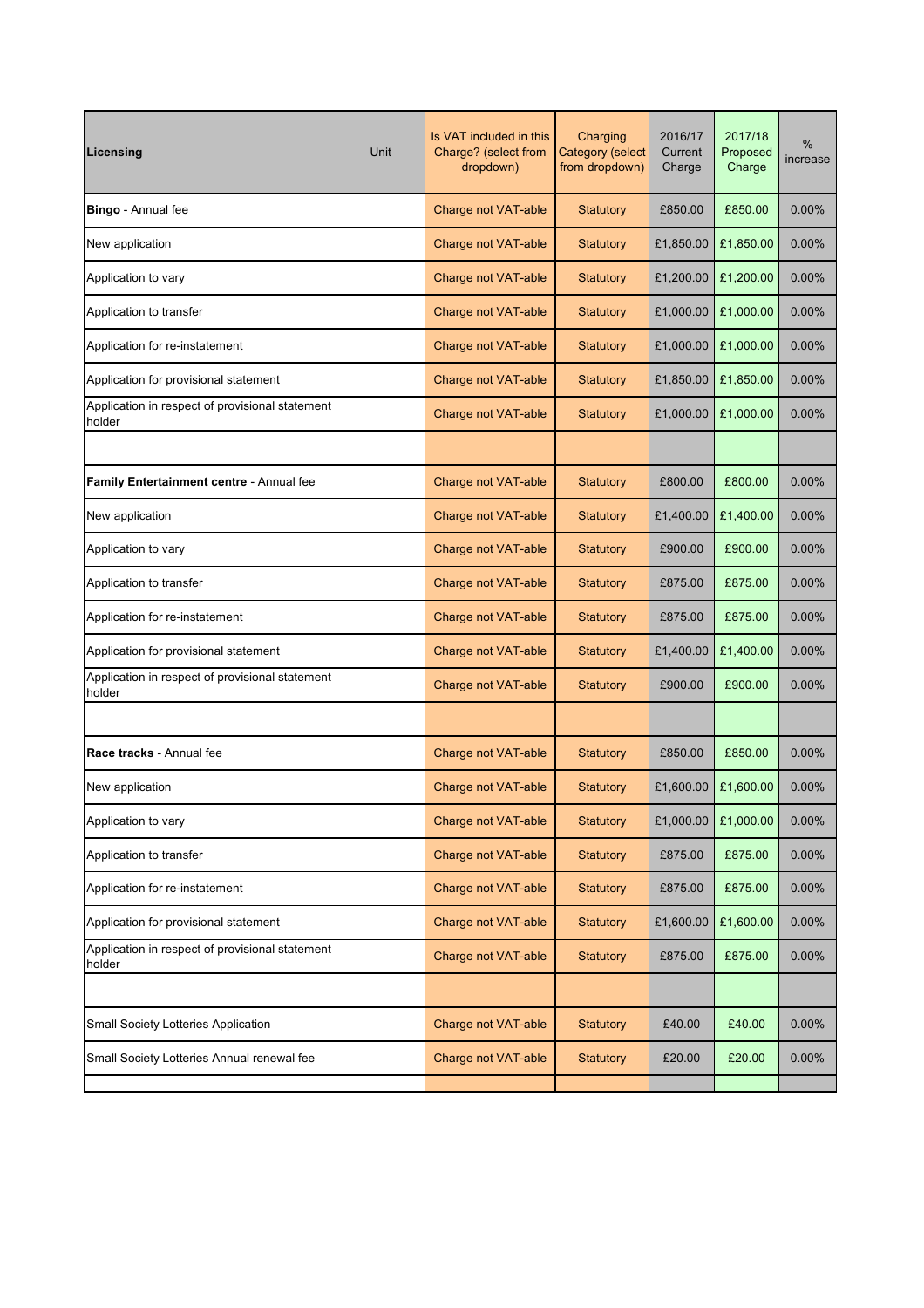| **Licensing** | Unit | Is VAT included in this Charge? (select from dropdown) | Charging Category (select from dropdown) | 2016/17 Current Charge | 2017/18 Proposed Charge | % increase |
|---|---|---|---|---|---|---|
| **Bingo** - Annual fee | | Charge not VAT-able | Statutory | £850.00 | £850.00 | 0.00% |
| New application | | Charge not VAT-able | Statutory | £1,850.00 | £1,850.00 | 0.00% |
| Application to vary | | Charge not VAT-able | Statutory | £1,200.00 | £1,200.00 | 0.00% |
| Application to transfer | | Charge not VAT-able | Statutory | £1,000.00 | £1,000.00 | 0.00% |
| Application for re-instatement | | Charge not VAT-able | Statutory | £1,000.00 | £1,000.00 | 0.00% |
| Application for provisional statement | | Charge not VAT-able | Statutory | £1,850.00 | £1,850.00 | 0.00% |
| Application in respect of provisional statement holder | | Charge not VAT-able | Statutory | £1,000.00 | £1,000.00 | 0.00% |
| | | | | | | |
| **Family Entertainment centre** - Annual fee | | Charge not VAT-able | Statutory | £800.00 | £800.00 | 0.00% |
| New application | | Charge not VAT-able | Statutory | £1,400.00 | £1,400.00 | 0.00% |
| Application to vary | | Charge not VAT-able | Statutory | £900.00 | £900.00 | 0.00% |
| Application to transfer | | Charge not VAT-able | Statutory | £875.00 | £875.00 | 0.00% |
| Application for re-instatement | | Charge not VAT-able | Statutory | £875.00 | £875.00 | 0.00% |
| Application for provisional statement | | Charge not VAT-able | Statutory | £1,400.00 | £1,400.00 | 0.00% |
| Application in respect of provisional statement holder | | Charge not VAT-able | Statutory | £900.00 | £900.00 | 0.00% |
| | | | | | | |
| **Race tracks** - Annual fee | | Charge not VAT-able | Statutory | £850.00 | £850.00 | 0.00% |
| New application | | Charge not VAT-able | Statutory | £1,600.00 | £1,600.00 | 0.00% |
| Application to vary | | Charge not VAT-able | Statutory | £1,000.00 | £1,000.00 | 0.00% |
| Application to transfer | | Charge not VAT-able | Statutory | £875.00 | £875.00 | 0.00% |
| Application for re-instatement | | Charge not VAT-able | Statutory | £875.00 | £875.00 | 0.00% |
| Application for provisional statement | | Charge not VAT-able | Statutory | £1,600.00 | £1,600.00 | 0.00% |
| Application in respect of provisional statement holder | | Charge not VAT-able | Statutory | £875.00 | £875.00 | 0.00% |
| | | | | | | |
| Small Society Lotteries Application | | Charge not VAT-able | Statutory | £40.00 | £40.00 | 0.00% |
| Small Society Lotteries Annual renewal fee | | Charge not VAT-able | Statutory | £20.00 | £20.00 | 0.00% |
| | | | | | | |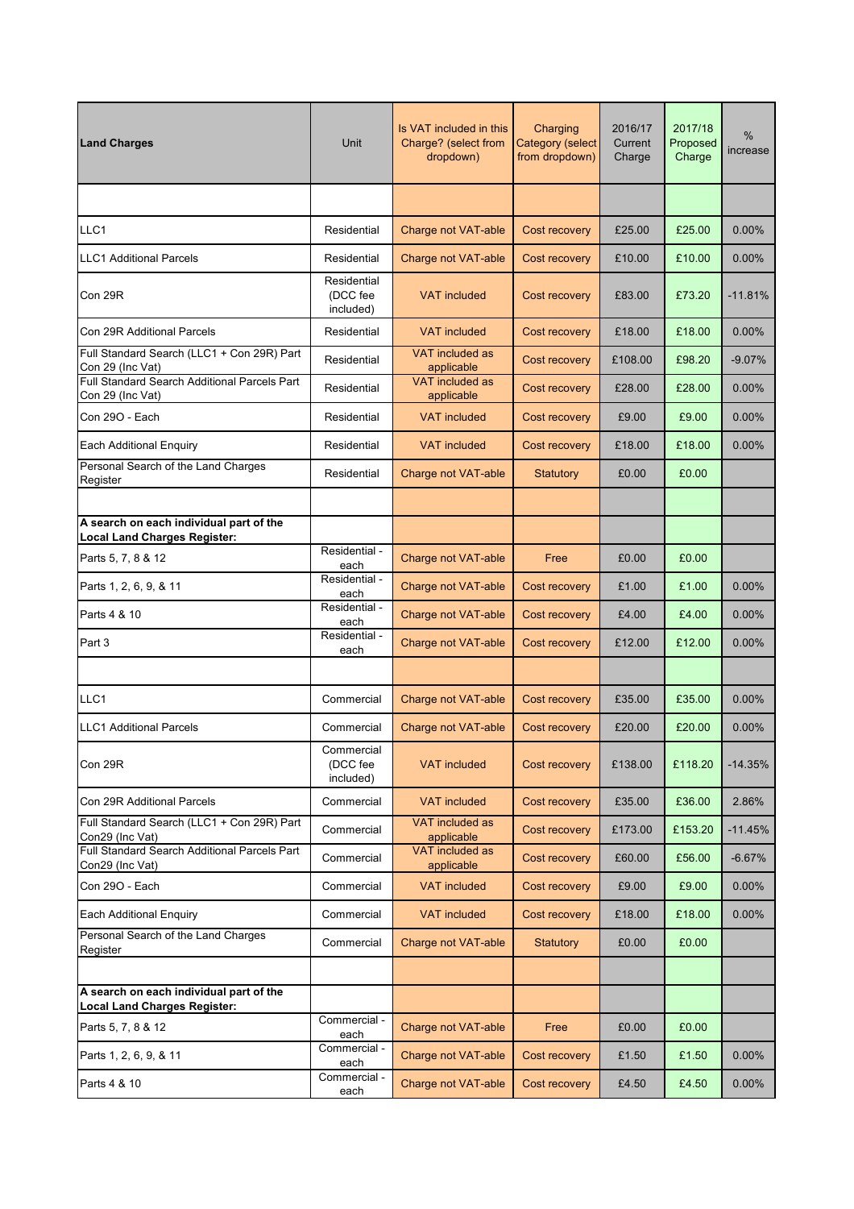| **Land Charges** | Unit | Is VAT included in this Charge? (select from dropdown) | Charging Category (select from dropdown) | 2016/17 Current Charge | 2017/18 Proposed Charge | % increase |
|---|---|---|---|---|---|---|
| | | | | | | |
| LLC1 | Residential | Charge not VAT-able | Cost recovery | £25.00 | £25.00 | 0.00% |
| LLC1 Additional Parcels | Residential | Charge not VAT-able | Cost recovery | £10.00 | £10.00 | 0.00% |
| Con 29R | Residential (DCC fee included) | VAT included | Cost recovery | £83.00 | £73.20 | -11.81% |
| Con 29R Additional Parcels | Residential | VAT included | Cost recovery | £18.00 | £18.00 | 0.00% |
| Full Standard Search (LLC1 + Con 29R) Part Con 29 (Inc Vat) | Residential | VAT included as applicable | Cost recovery | £108.00 | £98.20 | -9.07% |
| Full Standard Search Additional Parcels Part Con 29 (Inc Vat) | Residential | VAT included as applicable | Cost recovery | £28.00 | £28.00 | 0.00% |
| Con 29O - Each | Residential | VAT included | Cost recovery | £9.00 | £9.00 | 0.00% |
| Each Additional Enquiry | Residential | VAT included | Cost recovery | £18.00 | £18.00 | 0.00% |
| Personal Search of the Land Charges Register | Residential | Charge not VAT-able | Statutory | £0.00 | £0.00 | |
| | | | | | | |
| **A search on each individual part of the Local Land Charges Register:** | | | | | | |
| Parts 5, 7, 8 & 12 | Residential - each | Charge not VAT-able | Free | £0.00 | £0.00 | |
| Parts 1, 2, 6, 9, & 11 | Residential - each | Charge not VAT-able | Cost recovery | £1.00 | £1.00 | 0.00% |
| Parts 4 & 10 | Residential - each | Charge not VAT-able | Cost recovery | £4.00 | £4.00 | 0.00% |
| Part 3 | Residential - each | Charge not VAT-able | Cost recovery | £12.00 | £12.00 | 0.00% |
| | | | | | | |
| LLC1 | Commercial | Charge not VAT-able | Cost recovery | £35.00 | £35.00 | 0.00% |
| LLC1 Additional Parcels | Commercial | Charge not VAT-able | Cost recovery | £20.00 | £20.00 | 0.00% |
| Con 29R | Commercial (DCC fee included) | VAT included | Cost recovery | £138.00 | £118.20 | -14.35% |
| Con 29R Additional Parcels | Commercial | VAT included | Cost recovery | £35.00 | £36.00 | 2.86% |
| Full Standard Search (LLC1 + Con 29R) Part Con29 (Inc Vat) | Commercial | VAT included as applicable | Cost recovery | £173.00 | £153.20 | -11.45% |
| Full Standard Search Additional Parcels Part Con29 (Inc Vat) | Commercial | VAT included as applicable | Cost recovery | £60.00 | £56.00 | -6.67% |
| Con 29O - Each | Commercial | VAT included | Cost recovery | £9.00 | £9.00 | 0.00% |
| Each Additional Enquiry | Commercial | VAT included | Cost recovery | £18.00 | £18.00 | 0.00% |
| Personal Search of the Land Charges Register | Commercial | Charge not VAT-able | Statutory | £0.00 | £0.00 | |
| | | | | | | |
| **A search on each individual part of the Local Land Charges Register:** | | | | | | |
| Parts 5, 7, 8 & 12 | Commercial - each | Charge not VAT-able | Free | £0.00 | £0.00 | |
| Parts 1, 2, 6, 9, & 11 | Commercial - each | Charge not VAT-able | Cost recovery | £1.50 | £1.50 | 0.00% |
| Parts 4 & 10 | Commercial - each | Charge not VAT-able | Cost recovery | £4.50 | £4.50 | 0.00% |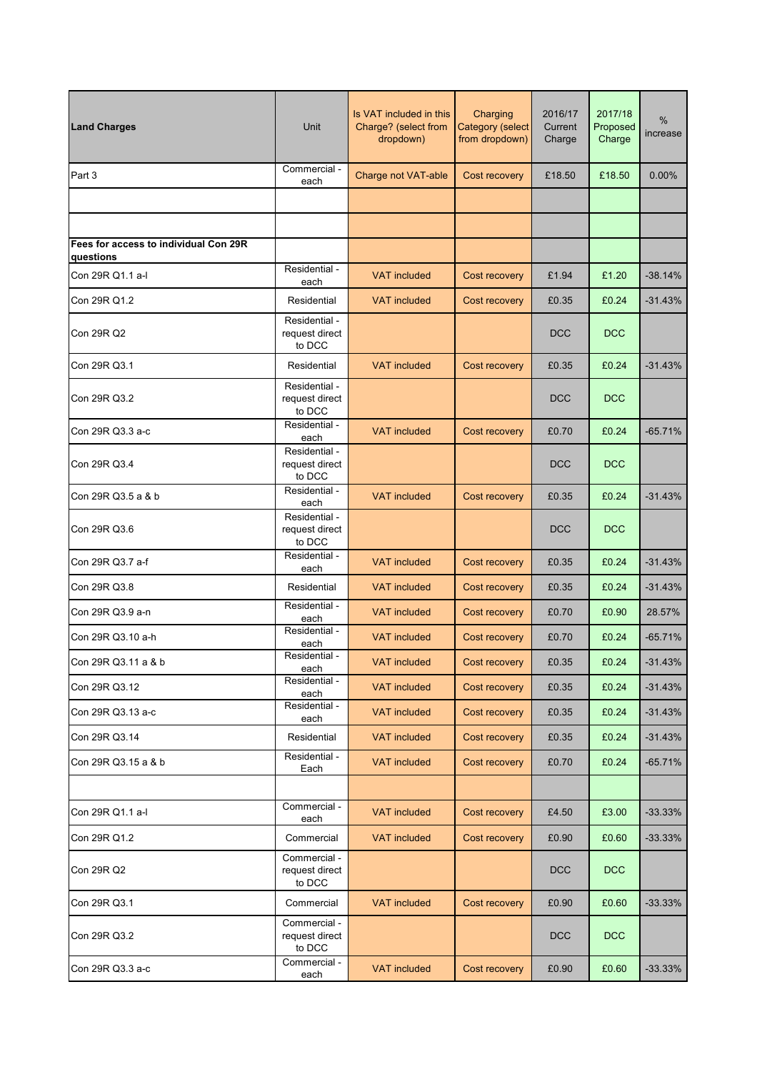| **Land Charges** | Unit | Is VAT included in this Charge? (select from dropdown) | Charging Category (select from dropdown) | 2016/17 Current Charge | 2017/18 Proposed Charge | % increase |
|---|---|---|---|---|---|---|
| Part 3 | Commercial - each | Charge not VAT-able | Cost recovery | £18.50 | £18.50 | 0.00% |
| | | | | | | |
| | | | | | | |
| **Fees for access to individual Con 29R questions** | | | | | | |
| Con 29R Q1.1 a-l | Residential - each | VAT included | Cost recovery | £1.94 | £1.20 | -38.14% |
| Con 29R Q1.2 | Residential | VAT included | Cost recovery | £0.35 | £0.24 | -31.43% |
| Con 29R Q2 | Residential - request direct to DCC | | | DCC | DCC | |
| Con 29R Q3.1 | Residential | VAT included | Cost recovery | £0.35 | £0.24 | -31.43% |
| Con 29R Q3.2 | Residential - request direct to DCC | | | DCC | DCC | |
| Con 29R Q3.3 a-c | Residential - each | VAT included | Cost recovery | £0.70 | £0.24 | -65.71% |
| Con 29R Q3.4 | Residential - request direct to DCC | | | DCC | DCC | |
| Con 29R Q3.5 a & b | Residential - each | VAT included | Cost recovery | £0.35 | £0.24 | -31.43% |
| Con 29R Q3.6 | Residential - request direct to DCC | | | DCC | DCC | |
| Con 29R Q3.7 a-f | Residential - each | VAT included | Cost recovery | £0.35 | £0.24 | -31.43% |
| Con 29R Q3.8 | Residential | VAT included | Cost recovery | £0.35 | £0.24 | -31.43% |
| Con 29R Q3.9 a-n | Residential - each | VAT included | Cost recovery | £0.70 | £0.90 | 28.57% |
| Con 29R Q3.10 a-h | Residential - each | VAT included | Cost recovery | £0.70 | £0.24 | -65.71% |
| Con 29R Q3.11 a & b | Residential - each | VAT included | Cost recovery | £0.35 | £0.24 | -31.43% |
| Con 29R Q3.12 | Residential - each | VAT included | Cost recovery | £0.35 | £0.24 | -31.43% |
| Con 29R Q3.13 a-c | Residential - each | VAT included | Cost recovery | £0.35 | £0.24 | -31.43% |
| Con 29R Q3.14 | Residential | VAT included | Cost recovery | £0.35 | £0.24 | -31.43% |
| Con 29R Q3.15 a & b | Residential - Each | VAT included | Cost recovery | £0.70 | £0.24 | -65.71% |
| | | | | | | |
| Con 29R Q1.1 a-l | Commercial - each | VAT included | Cost recovery | £4.50 | £3.00 | -33.33% |
| Con 29R Q1.2 | Commercial | VAT included | Cost recovery | £0.90 | £0.60 | -33.33% |
| Con 29R Q2 | Commercial - request direct to DCC | | | DCC | DCC | |
| Con 29R Q3.1 | Commercial | VAT included | Cost recovery | £0.90 | £0.60 | -33.33% |
| Con 29R Q3.2 | Commercial - request direct to DCC | | | DCC | DCC | |
| Con 29R Q3.3 a-c | Commercial - each | VAT included | Cost recovery | £0.90 | £0.60 | -33.33% |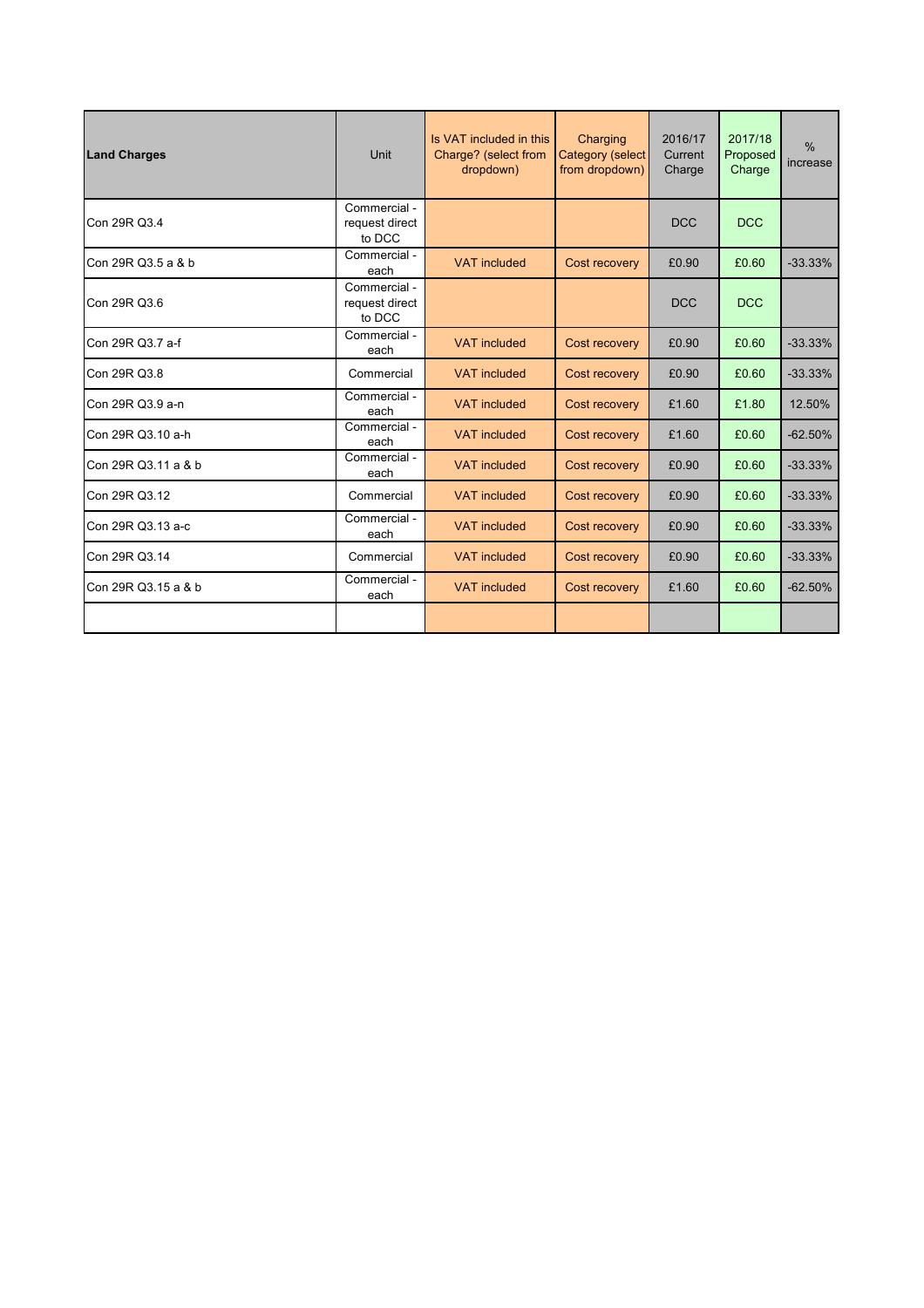| **Land Charges** | Unit | Is VAT included in this Charge? (select from dropdown) | Charging Category (select from dropdown) | 2016/17 Current Charge | 2017/18 Proposed Charge | % increase |
|---|---|---|---|---|---|---|
| Con 29R Q3.4 | Commercial - request direct to DCC | | | DCC | DCC | |
| Con 29R Q3.5 a & b | Commercial - each | VAT included | Cost recovery | £0.90 | £0.60 | -33.33% |
| Con 29R Q3.6 | Commercial - request direct to DCC | | | DCC | DCC | |
| Con 29R Q3.7 a-f | Commercial - each | VAT included | Cost recovery | £0.90 | £0.60 | -33.33% |
| Con 29R Q3.8 | Commercial | VAT included | Cost recovery | £0.90 | £0.60 | -33.33% |
| Con 29R Q3.9 a-n | Commercial - each | VAT included | Cost recovery | £1.60 | £1.80 | 12.50% |
| Con 29R Q3.10 a-h | Commercial - each | VAT included | Cost recovery | £1.60 | £0.60 | -62.50% |
| Con 29R Q3.11 a & b | Commercial - each | VAT included | Cost recovery | £0.90 | £0.60 | -33.33% |
| Con 29R Q3.12 | Commercial | VAT included | Cost recovery | £0.90 | £0.60 | -33.33% |
| Con 29R Q3.13 a-c | Commercial - each | VAT included | Cost recovery | £0.90 | £0.60 | -33.33% |
| Con 29R Q3.14 | Commercial | VAT included | Cost recovery | £0.90 | £0.60 | -33.33% |
| Con 29R Q3.15 a & b | Commercial - each | VAT included | Cost recovery | £1.60 | £0.60 | -62.50% |
| | | | | | | |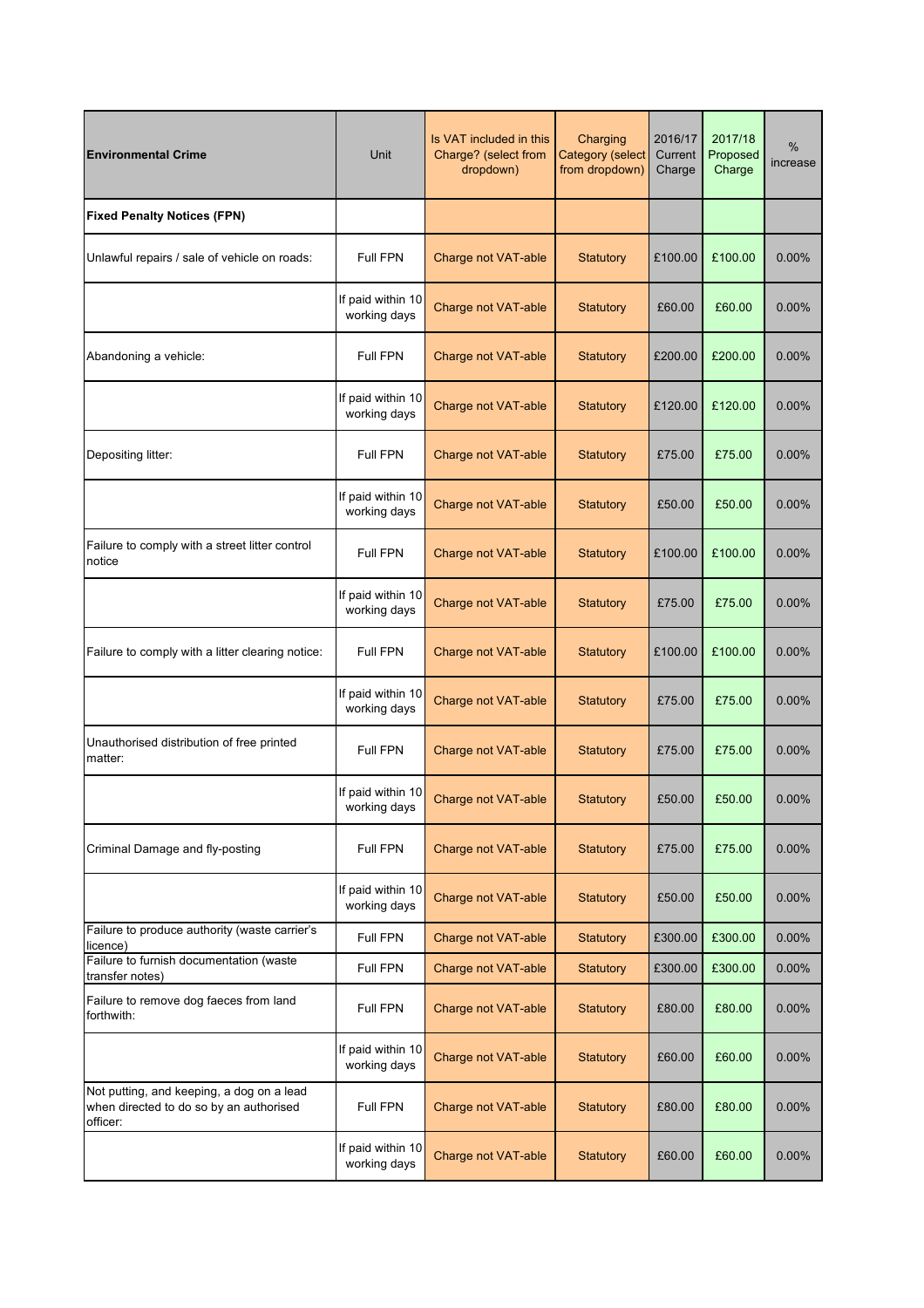| Environmental Crime | Unit | Is VAT included in this Charge? (select from dropdown) | Charging Category (select from dropdown) | 2016/17 Current Charge | 2017/18 Proposed Charge | % increase |
|---|---|---|---|---|---|---|
| **Fixed Penalty Notices (FPN)** | | | | | | |
| Unlawful repairs / sale of vehicle on roads: | Full FPN | Charge not VAT-able | Statutory | £100.00 | £100.00 | 0.00% |
| | If paid within 10 working days | Charge not VAT-able | Statutory | £60.00 | £60.00 | 0.00% |
| Abandoning a vehicle: | Full FPN | Charge not VAT-able | Statutory | £200.00 | £200.00 | 0.00% |
| | If paid within 10 working days | Charge not VAT-able | Statutory | £120.00 | £120.00 | 0.00% |
| Depositing litter: | Full FPN | Charge not VAT-able | Statutory | £75.00 | £75.00 | 0.00% |
| | If paid within 10 working days | Charge not VAT-able | Statutory | £50.00 | £50.00 | 0.00% |
| Failure to comply with a street litter control notice | Full FPN | Charge not VAT-able | Statutory | £100.00 | £100.00 | 0.00% |
| | If paid within 10 working days | Charge not VAT-able | Statutory | £75.00 | £75.00 | 0.00% |
| Failure to comply with a litter clearing notice: | Full FPN | Charge not VAT-able | Statutory | £100.00 | £100.00 | 0.00% |
| | If paid within 10 working days | Charge not VAT-able | Statutory | £75.00 | £75.00 | 0.00% |
| Unauthorised distribution of free printed matter: | Full FPN | Charge not VAT-able | Statutory | £75.00 | £75.00 | 0.00% |
| | If paid within 10 working days | Charge not VAT-able | Statutory | £50.00 | £50.00 | 0.00% |
| Criminal Damage and fly-posting | Full FPN | Charge not VAT-able | Statutory | £75.00 | £75.00 | 0.00% |
| | If paid within 10 working days | Charge not VAT-able | Statutory | £50.00 | £50.00 | 0.00% |
| Failure to produce authority (waste carrier's licence) | Full FPN | Charge not VAT-able | Statutory | £300.00 | £300.00 | 0.00% |
| Failure to furnish documentation (waste transfer notes) | Full FPN | Charge not VAT-able | Statutory | £300.00 | £300.00 | 0.00% |
| Failure to remove dog faeces from land forthwith: | Full FPN | Charge not VAT-able | Statutory | £80.00 | £80.00 | 0.00% |
| | If paid within 10 working days | Charge not VAT-able | Statutory | £60.00 | £60.00 | 0.00% |
| Not putting, and keeping, a dog on a lead when directed to do so by an authorised officer: | Full FPN | Charge not VAT-able | Statutory | £80.00 | £80.00 | 0.00% |
| | If paid within 10 working days | Charge not VAT-able | Statutory | £60.00 | £60.00 | 0.00% |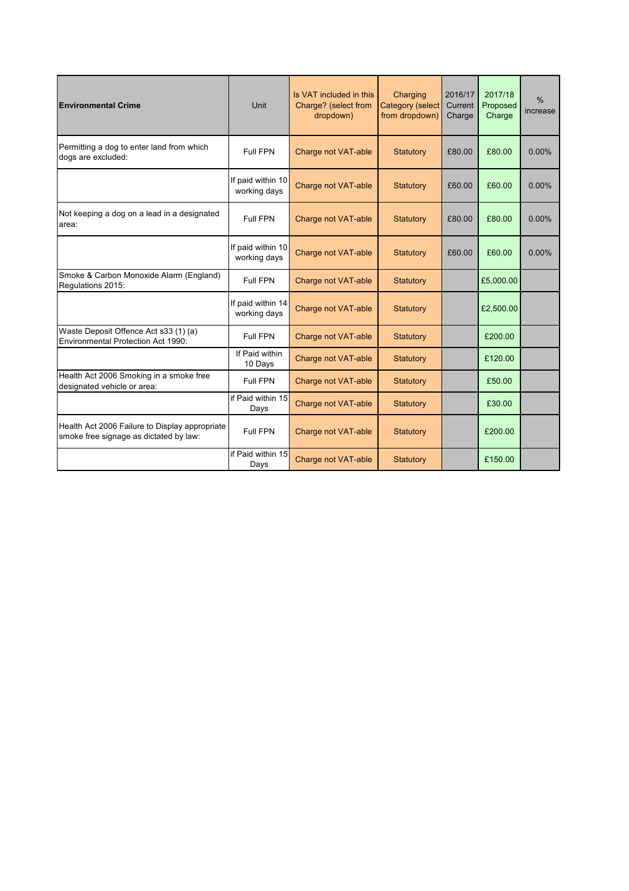| **Environmental Crime** | Unit | Is VAT included in this Charge? (select from dropdown) | Charging Category (select from dropdown) | 2016/17 Current Charge | 2017/18 Proposed Charge | % increase |
|---|---|---|---|---|---|---|
| Permitting a dog to enter land from which dogs are excluded: | Full FPN | Charge not VAT-able | Statutory | £80.00 | £80.00 | 0.00% |
| | If paid within 10 working days | Charge not VAT-able | Statutory | £60.00 | £60.00 | 0.00% |
| Not keeping a dog on a lead in a designated area: | Full FPN | Charge not VAT-able | Statutory | £80.00 | £80.00 | 0.00% |
| | If paid within 10 working days | Charge not VAT-able | Statutory | £60.00 | £60.00 | 0.00% |
| Smoke & Carbon Monoxide Alarm (England) Regulations 2015: | Full FPN | Charge not VAT-able | Statutory | | £5,000.00 | |
| | If paid within 14 working days | Charge not VAT-able | Statutory | | £2,500.00 | |
| Waste Deposit Offence Act s33 (1) (a) Environmental Protection Act 1990: | Full FPN | Charge not VAT-able | Statutory | | £200.00 | |
| | If Paid within 10 Days | Charge not VAT-able | Statutory | | £120.00 | |
| Health Act 2006 Smoking in a smoke free designated vehicle or area: | Full FPN | Charge not VAT-able | Statutory | | £50.00 | |
| | if Paid within 15 Days | Charge not VAT-able | Statutory | | £30.00 | |
| Health Act 2006 Failure to Display appropriate smoke free signage as dictated by law: | Full FPN | Charge not VAT-able | Statutory | | £200.00 | |
| | if Paid within 15 Days | Charge not VAT-able | Statutory | | £150.00 | |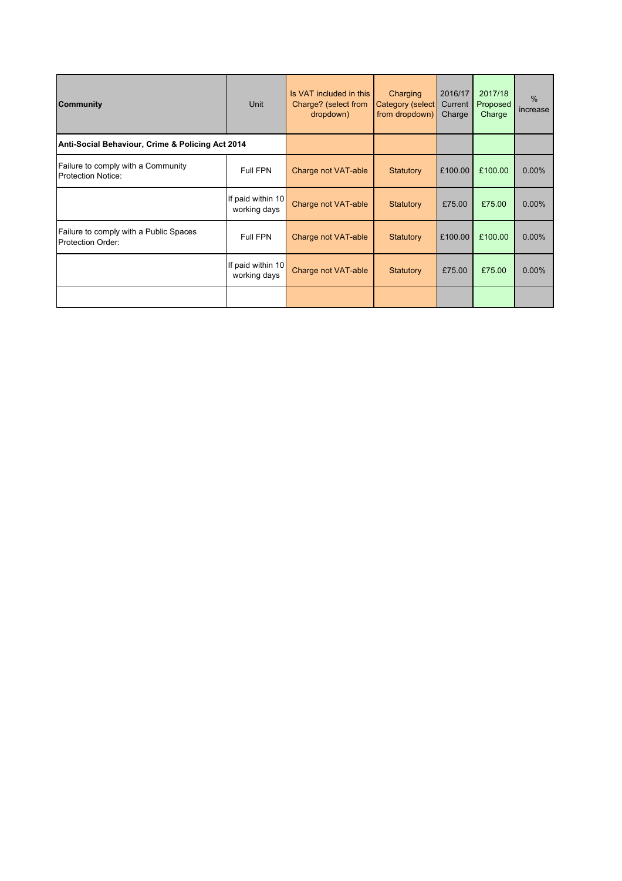| Community | Unit | Is VAT included in this Charge? (select from dropdown) | Charging Category (select from dropdown) | 2016/17 Current Charge | 2017/18 Proposed Charge | % increase |
|---|---|---|---|---|---|---|
| **Anti-Social Behaviour, Crime & Policing Act 2014** | | | | | | |
| Failure to comply with a Community Protection Notice: | Full FPN | Charge not VAT-able | Statutory | £100.00 | £100.00 | 0.00% |
| | If paid within 10 working days | Charge not VAT-able | Statutory | £75.00 | £75.00 | 0.00% |
| Failure to comply with a Public Spaces Protection Order: | Full FPN | Charge not VAT-able | Statutory | £100.00 | £100.00 | 0.00% |
| | If paid within 10 working days | Charge not VAT-able | Statutory | £75.00 | £75.00 | 0.00% |
| | | | | | | |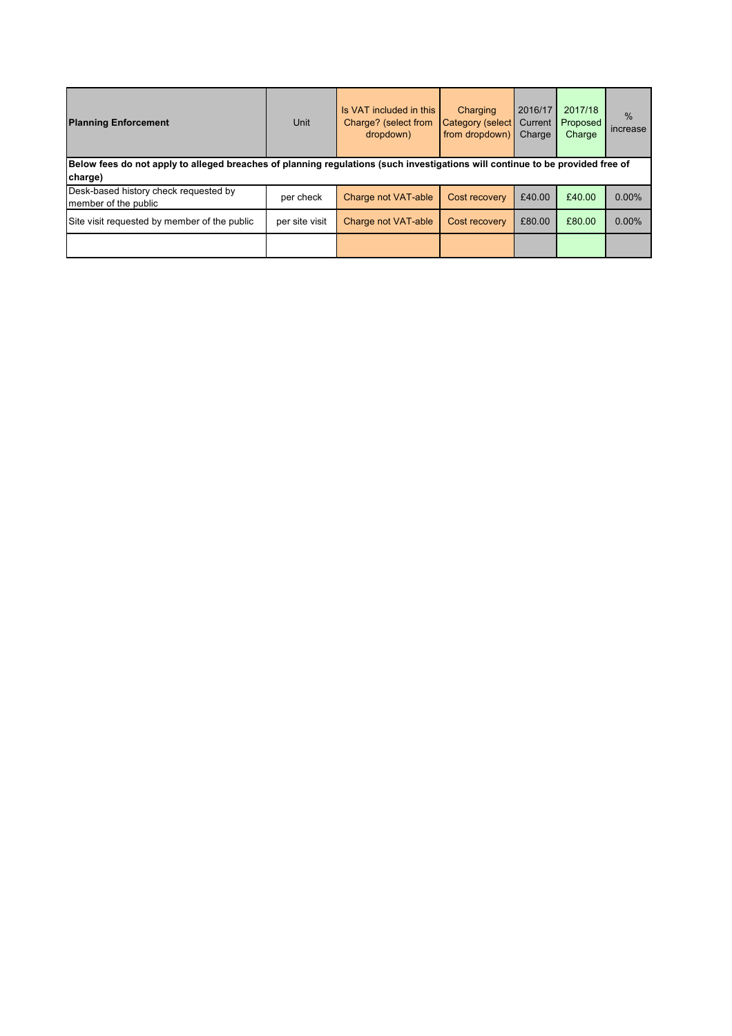| **Planning Enforcement** | Unit | Is VAT included in this Charge? (select from dropdown) | Charging Category (select from dropdown) | 2016/17 Current Charge | 2017/18 Proposed Charge | % increase |
|---|---|---|---|---|---|---|
| **Below fees do not apply to alleged breaches of planning regulations (such investigations will continue to be provided free of charge)** | | | | | | |
| Desk-based history check requested by member of the public | per check | Charge not VAT-able | Cost recovery | £40.00 | £40.00 | 0.00% |
| Site visit requested by member of the public | per site visit | Charge not VAT-able | Cost recovery | £80.00 | £80.00 | 0.00% |
| | | | | | | |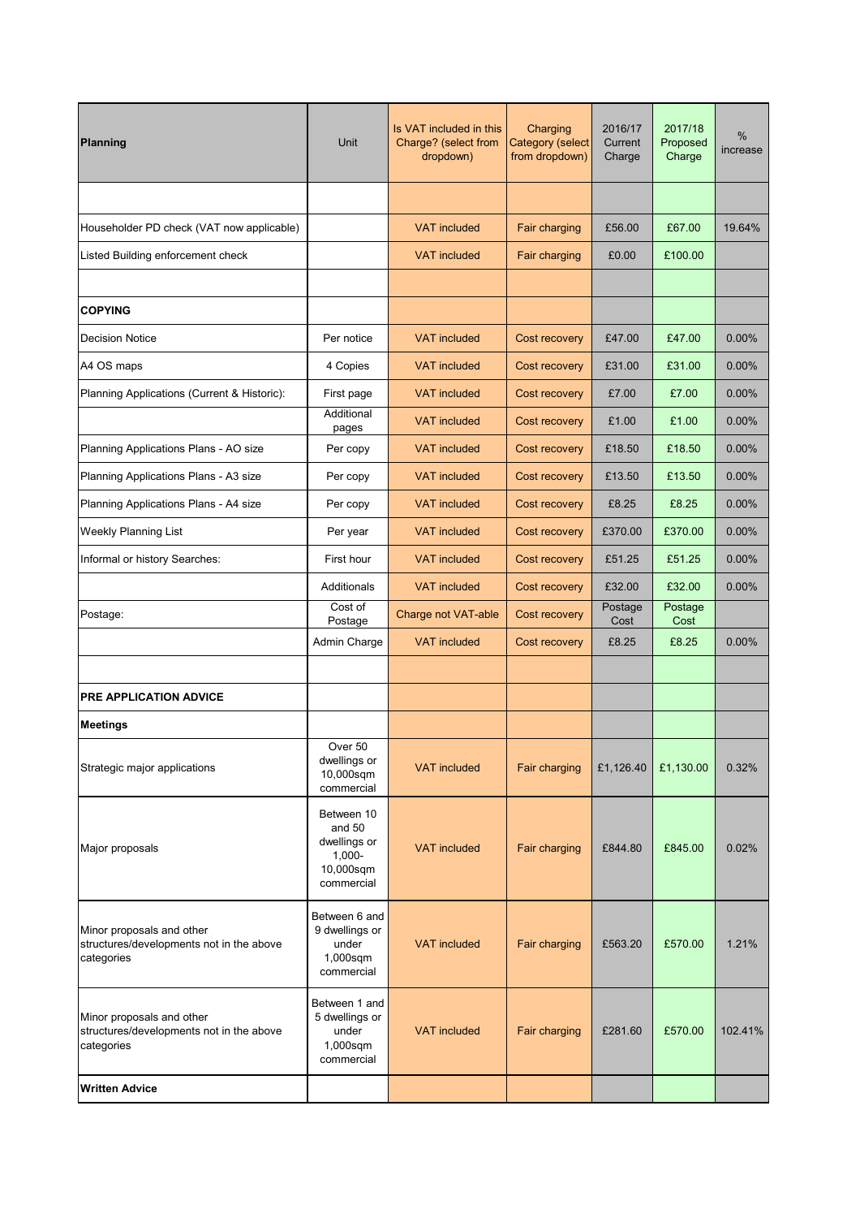| **Planning** | Unit | Is VAT included in this Charge? (select from dropdown) | Charging Category (select from dropdown) | 2016/17 Current Charge | 2017/18 Proposed Charge | % increase |
|---|---|---|---|---|---|---|
| | | | | | | |
| Householder PD check (VAT now applicable) | | VAT included | Fair charging | £56.00 | £67.00 | 19.64% |
| Listed Building enforcement check | | VAT included | Fair charging | £0.00 | £100.00 | |
| | | | | | | |
| **COPYING** | | | | | | |
| Decision Notice | Per notice | VAT included | Cost recovery | £47.00 | £47.00 | 0.00% |
| A4 OS maps | 4 Copies | VAT included | Cost recovery | £31.00 | £31.00 | 0.00% |
| Planning Applications (Current & Historic): | First page | VAT included | Cost recovery | £7.00 | £7.00 | 0.00% |
| | Additional pages | VAT included | Cost recovery | £1.00 | £1.00 | 0.00% |
| Planning Applications Plans - AO size | Per copy | VAT included | Cost recovery | £18.50 | £18.50 | 0.00% |
| Planning Applications Plans - A3 size | Per copy | VAT included | Cost recovery | £13.50 | £13.50 | 0.00% |
| Planning Applications Plans - A4 size | Per copy | VAT included | Cost recovery | £8.25 | £8.25 | 0.00% |
| Weekly Planning List | Per year | VAT included | Cost recovery | £370.00 | £370.00 | 0.00% |
| Informal or history Searches: | First hour | VAT included | Cost recovery | £51.25 | £51.25 | 0.00% |
| | Additionals | VAT included | Cost recovery | £32.00 | £32.00 | 0.00% |
| Postage: | Cost of Postage | Charge not VAT-able | Cost recovery | Postage Cost | Postage Cost | |
| | Admin Charge | VAT included | Cost recovery | £8.25 | £8.25 | 0.00% |
| | | | | | | |
| **PRE APPLICATION ADVICE** | | | | | | |
| **Meetings** | | | | | | |
| Strategic major applications | Over 50 dwellings or 10,000sqm commercial | VAT included | Fair charging | £1,126.40 | £1,130.00 | 0.32% |
| Major proposals | Between 10 and 50 dwellings or 1,000-10,000sqm commercial | VAT included | Fair charging | £844.80 | £845.00 | 0.02% |
| Minor proposals and other structures/developments not in the above categories | Between 6 and 9 dwellings or under 1,000sqm commercial | VAT included | Fair charging | £563.20 | £570.00 | 1.21% |
| Minor proposals and other structures/developments not in the above categories | Between 1 and 5 dwellings or under 1,000sqm commercial | VAT included | Fair charging | £281.60 | £570.00 | 102.41% |
| **Written Advice** | | | | | | |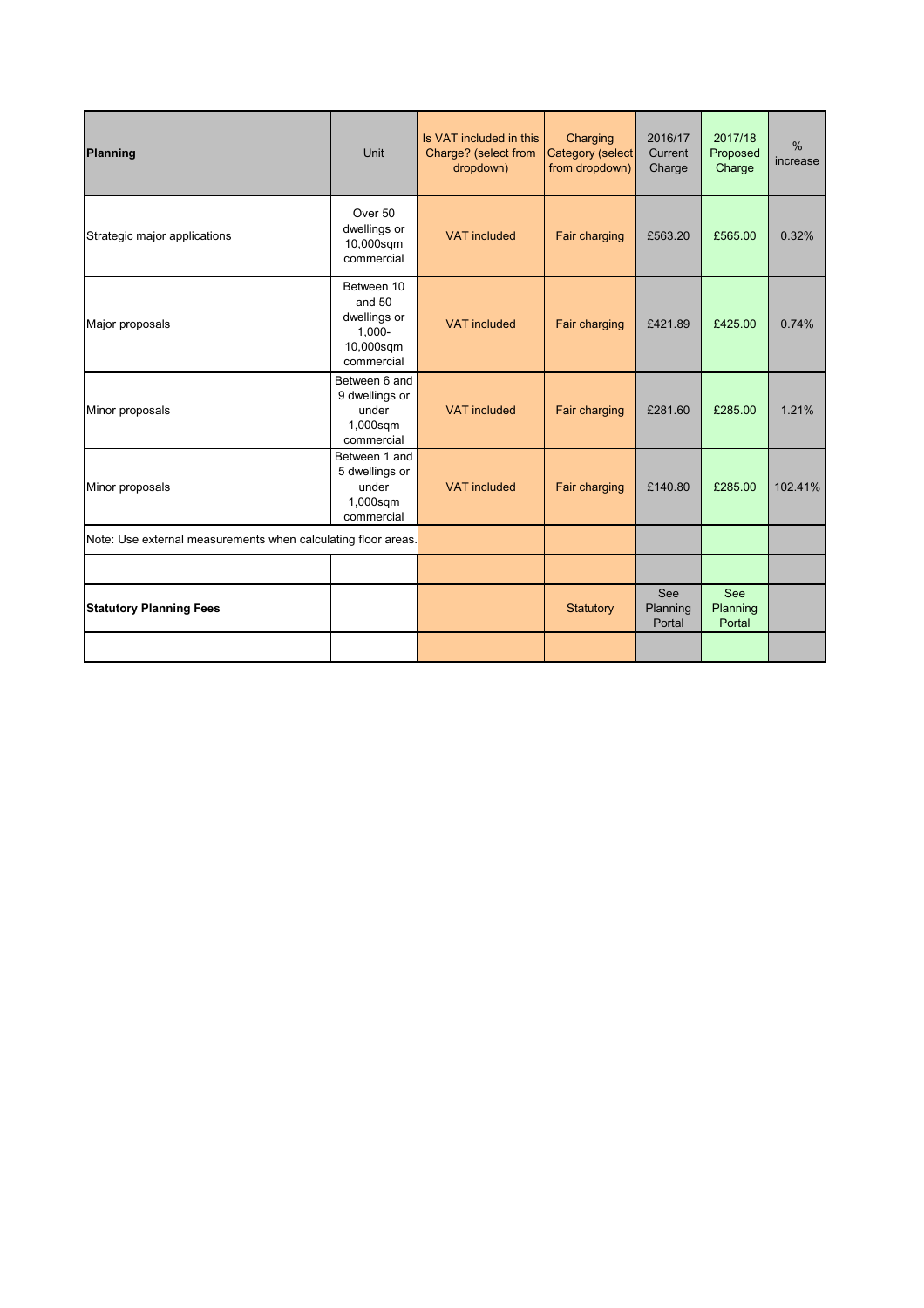| **Planning** | Unit | Is VAT included in this Charge? (select from dropdown) | Charging Category (select from dropdown) | 2016/17 Current Charge | 2017/18 Proposed Charge | % increase |
|---|---|---|---|---|---|---|
| Strategic major applications | Over 50 dwellings or 10,000sqm commercial | VAT included | Fair charging | £563.20 | £565.00 | 0.32% |
| Major proposals | Between 10 and 50 dwellings or 1,000-10,000sqm commercial | VAT included | Fair charging | £421.89 | £425.00 | 0.74% |
| Minor proposals | Between 6 and 9 dwellings or under 1,000sqm commercial | VAT included | Fair charging | £281.60 | £285.00 | 1.21% |
| Minor proposals | Between 1 and 5 dwellings or under 1,000sqm commercial | VAT included | Fair charging | £140.80 | £285.00 | 102.41% |
| Note: Use external measurements when calculating floor areas. | | | | | | |
| | | | | | | |
| **Statutory Planning Fees** | | | Statutory | See Planning Portal | See Planning Portal | |
| | | | | | | |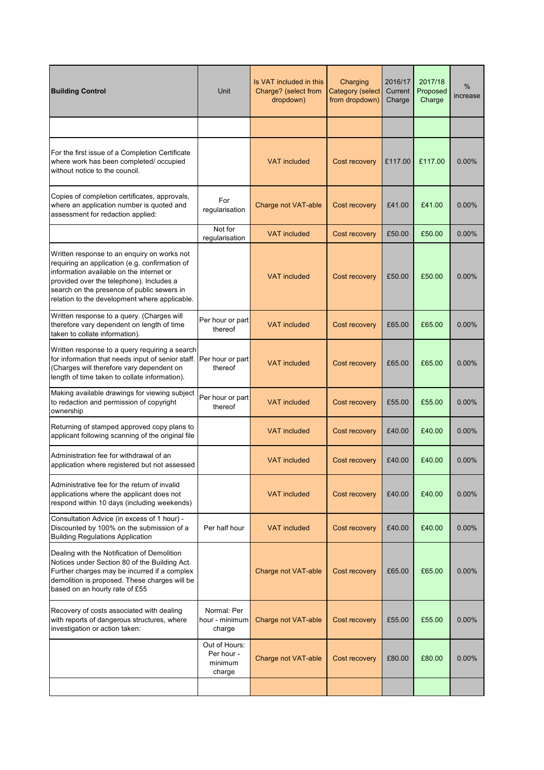| **Building Control** | Unit | Is VAT included in this Charge? (select from dropdown) | Charging Category (select from dropdown) | 2016/17 Current Charge | 2017/18 Proposed Charge | % increase |
| --- | --- | --- | --- | --- | --- | --- |
| | | | | | | |
| For the first issue of a Completion Certificate where work has been completed/ occupied without notice to the council. | | VAT included | Cost recovery | £117.00 | £117.00 | 0.00% |
| Copies of completion certificates, approvals, where an application number is quoted and assessment for redaction applied: | For regularisation | Charge not VAT-able | Cost recovery | £41.00 | £41.00 | 0.00% |
| | Not for regularisation | VAT included | Cost recovery | £50.00 | £50.00 | 0.00% |
| Written response to an enquiry on works not requiring an application (e.g. confirmation of information available on the internet or provided over the telephone). Includes a search on the presence of public sewers in relation to the development where applicable. | | VAT included | Cost recovery | £50.00 | £50.00 | 0.00% |
| Written response to a query. (Charges will therefore vary dependent on length of time taken to collate information). | Per hour or part thereof | VAT included | Cost recovery | £65.00 | £65.00 | 0.00% |
| Written response to a query requiring a search for information that needs input of senior staff. (Charges will therefore vary dependent on length of time taken to collate information). | Per hour or part thereof | VAT included | Cost recovery | £65.00 | £65.00 | 0.00% |
| Making available drawings for viewing subject to redaction and permission of copyright ownership | Per hour or part thereof | VAT included | Cost recovery | £55.00 | £55.00 | 0.00% |
| Returning of stamped approved copy plans to applicant following scanning of the original file | | VAT included | Cost recovery | £40.00 | £40.00 | 0.00% |
| Administration fee for withdrawal of an application where registered but not assessed | | VAT included | Cost recovery | £40.00 | £40.00 | 0.00% |
| Administrative fee for the return of invalid applications where the applicant does not respond within 10 days (including weekends) | | VAT included | Cost recovery | £40.00 | £40.00 | 0.00% |
| Consultation Advice (in excess of 1 hour) - Discounted by 100% on the submission of a Building Regulations Application | Per half hour | VAT included | Cost recovery | £40.00 | £40.00 | 0.00% |
| Dealing with the Notification of Demolition Notices under Section 80 of the Building Act. Further charges may be incurred if a complex demolition is proposed. These charges will be based on an hourly rate of £55 | | Charge not VAT-able | Cost recovery | £65.00 | £65.00 | 0.00% |
| Recovery of costs associated with dealing with reports of dangerous structures, where investigation or action taken: | Normal: Per hour - minimum charge | Charge not VAT-able | Cost recovery | £55.00 | £55.00 | 0.00% |
| | Out of Hours: Per hour - minimum charge | Charge not VAT-able | Cost recovery | £80.00 | £80.00 | 0.00% |
| | | | | | | |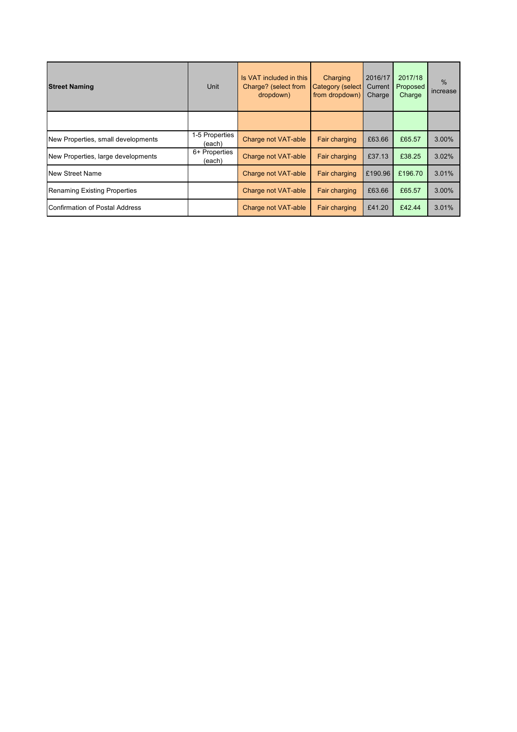| **Street Naming** | Unit | Is VAT included in this Charge? (select from dropdown) | Charging Category (select from dropdown) | 2016/17 Current Charge | 2017/18 Proposed Charge | % increase |
|---|---|---|---|---|---|---|
| | | | | | | |
| New Properties, small developments | 1-5 Properties (each) | Charge not VAT-able | Fair charging | £63.66 | £65.57 | 3.00% |
| New Properties, large developments | 6+ Properties (each) | Charge not VAT-able | Fair charging | £37.13 | £38.25 | 3.02% |
| New Street Name | | Charge not VAT-able | Fair charging | £190.96 | £196.70 | 3.01% |
| Renaming Existing Properties | | Charge not VAT-able | Fair charging | £63.66 | £65.57 | 3.00% |
| Confirmation of Postal Address | | Charge not VAT-able | Fair charging | £41.20 | £42.44 | 3.01% |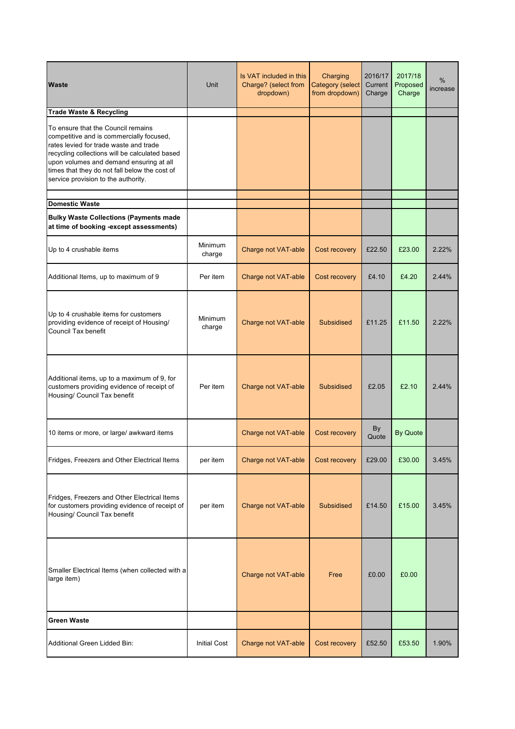| Waste | Unit | Is VAT included in this Charge? (select from dropdown) | Charging Category (select from dropdown) | 2016/17 Current Charge | 2017/18 Proposed Charge | % increase |
|---|---|---|---|---|---|---|
| **Trade Waste & Recycling** | | | | | | |
| To ensure that the Council remains competitive and is commercially focused, rates levied for trade waste and trade recycling collections will be calculated based upon volumes and demand ensuring at all times that they do not fall below the cost of service provision to the authority. | | | | | | |
| | | | | | | |
| **Domestic Waste** | | | | | | |
| **Bulky Waste Collections (Payments made at time of booking -except assessments)** | | | | | | |
| Up to 4 crushable items | Minimum charge | Charge not VAT-able | Cost recovery | £22.50 | £23.00 | 2.22% |
| Additional Items, up to maximum of 9 | Per item | Charge not VAT-able | Cost recovery | £4.10 | £4.20 | 2.44% |
| Up to 4 crushable items for customers providing evidence of receipt of Housing/ Council Tax benefit | Minimum charge | Charge not VAT-able | Subsidised | £11.25 | £11.50 | 2.22% |
| Additional items, up to a maximum of 9, for customers providing evidence of receipt of Housing/ Council Tax benefit | Per item | Charge not VAT-able | Subsidised | £2.05 | £2.10 | 2.44% |
| 10 items or more, or large/ awkward items | | Charge not VAT-able | Cost recovery | By Quote | By Quote | |
| Fridges, Freezers and Other Electrical Items | per item | Charge not VAT-able | Cost recovery | £29.00 | £30.00 | 3.45% |
| Fridges, Freezers and Other Electrical Items for customers providing evidence of receipt of Housing/ Council Tax benefit | per item | Charge not VAT-able | Subsidised | £14.50 | £15.00 | 3.45% |
| Smaller Electrical Items (when collected with a large item) | | Charge not VAT-able | Free | £0.00 | £0.00 | |
| **Green Waste** | | | | | | |
| Additional Green Lidded Bin: | Initial Cost | Charge not VAT-able | Cost recovery | £52.50 | £53.50 | 1.90% |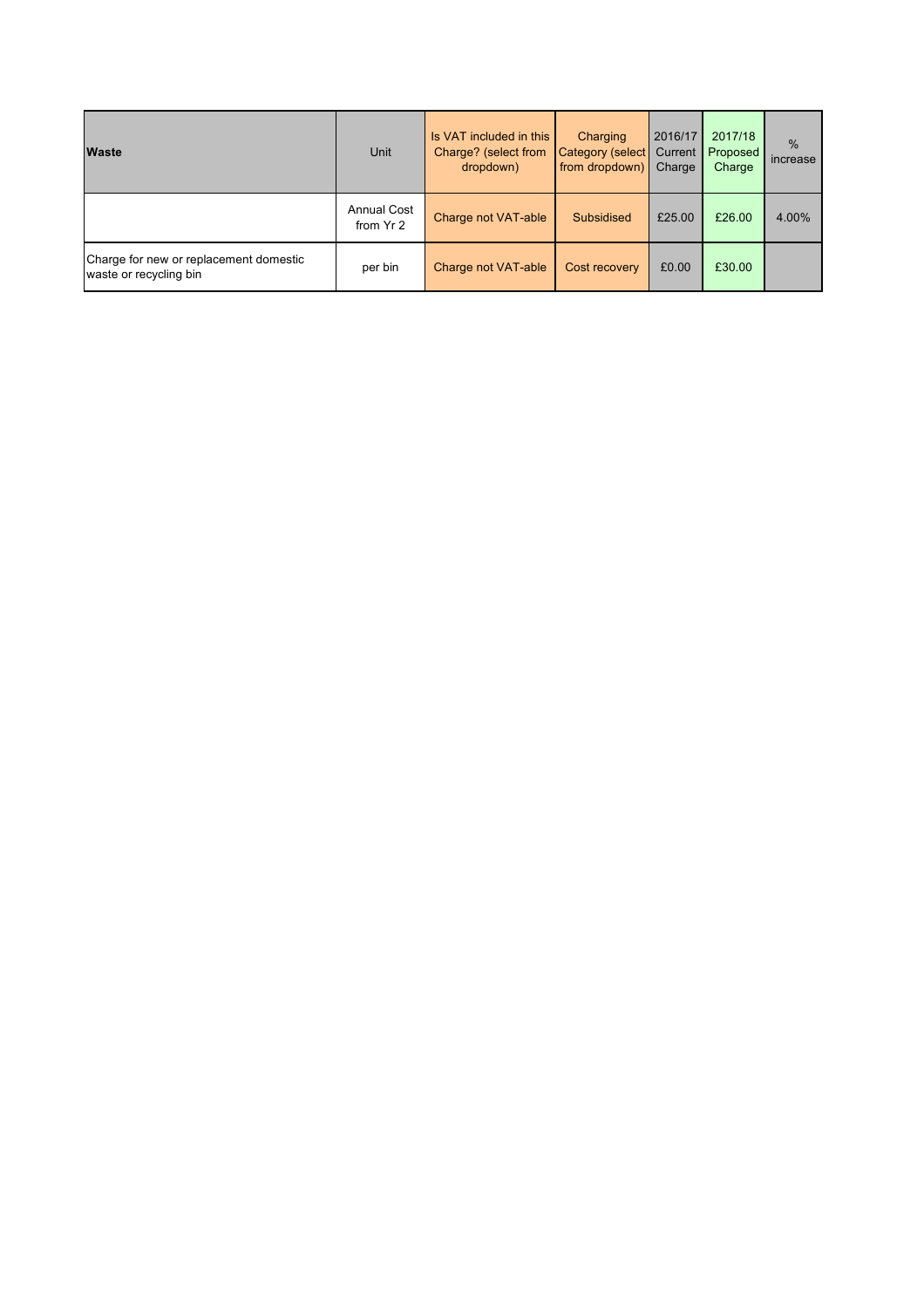| **Waste** | Unit | Is VAT included in this Charge? (select from dropdown) | Charging Category (select from dropdown) | 2016/17 Current Charge | 2017/18 Proposed Charge | % increase |
|---|---|---|---|---|---|---|
| | Annual Cost from Yr 2 | Charge not VAT-able | Subsidised | £25.00 | £26.00 | 4.00% |
| Charge for new or replacement domestic waste or recycling bin | per bin | Charge not VAT-able | Cost recovery | £0.00 | £30.00 | |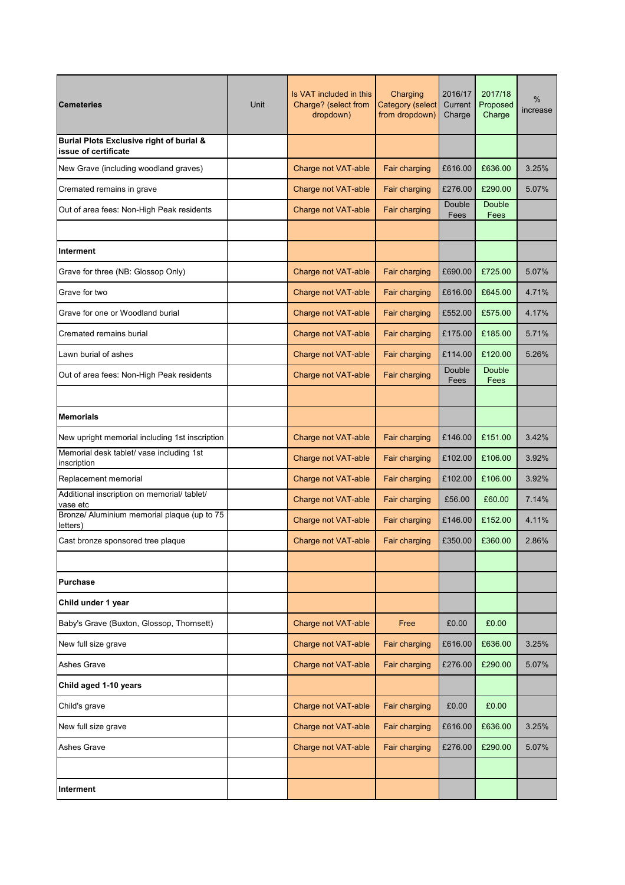| Cemeteries | Unit | Is VAT included in this Charge? (select from dropdown) | Charging Category (select from dropdown) | 2016/17 Current Charge | 2017/18 Proposed Charge | % increase |
|---|---|---|---|---|---|---|
| **Burial Plots Exclusive right of burial & issue of certificate** | | | | | | |
| New Grave (including woodland graves) | | Charge not VAT-able | Fair charging | £616.00 | £636.00 | 3.25% |
| Cremated remains in grave | | Charge not VAT-able | Fair charging | £276.00 | £290.00 | 5.07% |
| Out of area fees: Non-High Peak residents | | Charge not VAT-able | Fair charging | Double Fees | Double Fees | |
| | | | | | | |
| **Interment** | | | | | | |
| Grave for three (NB: Glossop Only) | | Charge not VAT-able | Fair charging | £690.00 | £725.00 | 5.07% |
| Grave for two | | Charge not VAT-able | Fair charging | £616.00 | £645.00 | 4.71% |
| Grave for one or Woodland burial | | Charge not VAT-able | Fair charging | £552.00 | £575.00 | 4.17% |
| Cremated remains burial | | Charge not VAT-able | Fair charging | £175.00 | £185.00 | 5.71% |
| Lawn burial of ashes | | Charge not VAT-able | Fair charging | £114.00 | £120.00 | 5.26% |
| Out of area fees: Non-High Peak residents | | Charge not VAT-able | Fair charging | Double Fees | Double Fees | |
| | | | | | | |
| **Memorials** | | | | | | |
| New upright memorial including 1st inscription | | Charge not VAT-able | Fair charging | £146.00 | £151.00 | 3.42% |
| Memorial desk tablet/ vase including 1st inscription | | Charge not VAT-able | Fair charging | £102.00 | £106.00 | 3.92% |
| Replacement memorial | | Charge not VAT-able | Fair charging | £102.00 | £106.00 | 3.92% |
| Additional inscription on memorial/ tablet/ vase etc | | Charge not VAT-able | Fair charging | £56.00 | £60.00 | 7.14% |
| Bronze/ Aluminium memorial plaque (up to 75 letters) | | Charge not VAT-able | Fair charging | £146.00 | £152.00 | 4.11% |
| Cast bronze sponsored tree plaque | | Charge not VAT-able | Fair charging | £350.00 | £360.00 | 2.86% |
| | | | | | | |
| **Purchase** | | | | | | |
| **Child under 1 year** | | | | | | |
| Baby's Grave (Buxton, Glossop, Thornsett) | | Charge not VAT-able | Free | £0.00 | £0.00 | |
| New full size grave | | Charge not VAT-able | Fair charging | £616.00 | £636.00 | 3.25% |
| Ashes Grave | | Charge not VAT-able | Fair charging | £276.00 | £290.00 | 5.07% |
| **Child aged 1-10 years** | | | | | | |
| Child's grave | | Charge not VAT-able | Fair charging | £0.00 | £0.00 | |
| New full size grave | | Charge not VAT-able | Fair charging | £616.00 | £636.00 | 3.25% |
| Ashes Grave | | Charge not VAT-able | Fair charging | £276.00 | £290.00 | 5.07% |
| | | | | | | |
| **Interment** | | | | | | |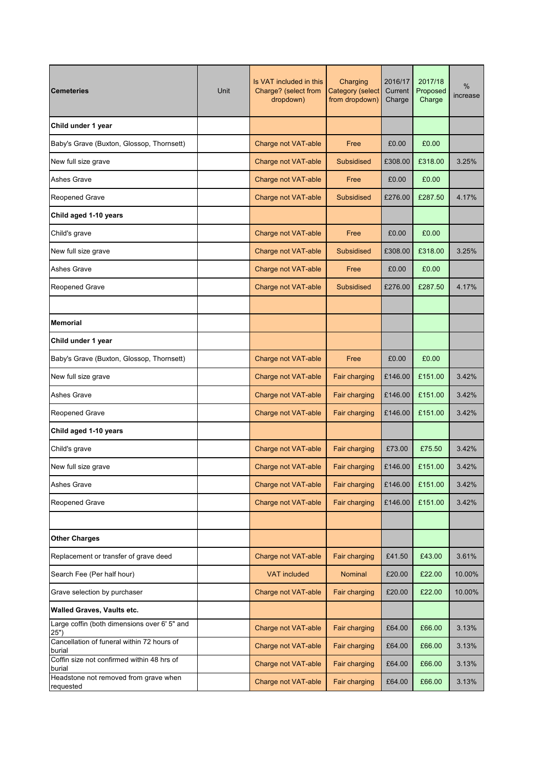| Cemeteries | Unit | Is VAT included in this Charge? (select from dropdown) | Charging Category (select from dropdown) | 2016/17 Current Charge | 2017/18 Proposed Charge | % increase |
|---|---|---|---|---|---|---|
| **Child under 1 year** | | | | | | |
| Baby's Grave (Buxton, Glossop, Thornsett) | | Charge not VAT-able | Free | £0.00 | £0.00 | |
| New full size grave | | Charge not VAT-able | Subsidised | £308.00 | £318.00 | 3.25% |
| Ashes Grave | | Charge not VAT-able | Free | £0.00 | £0.00 | |
| Reopened Grave | | Charge not VAT-able | Subsidised | £276.00 | £287.50 | 4.17% |
| **Child aged 1-10 years** | | | | | | |
| Child's grave | | Charge not VAT-able | Free | £0.00 | £0.00 | |
| New full size grave | | Charge not VAT-able | Subsidised | £308.00 | £318.00 | 3.25% |
| Ashes Grave | | Charge not VAT-able | Free | £0.00 | £0.00 | |
| Reopened Grave | | Charge not VAT-able | Subsidised | £276.00 | £287.50 | 4.17% |
| | | | | | | |
| **Memorial** | | | | | | |
| **Child under 1 year** | | | | | | |
| Baby's Grave (Buxton, Glossop, Thornsett) | | Charge not VAT-able | Free | £0.00 | £0.00 | |
| New full size grave | | Charge not VAT-able | Fair charging | £146.00 | £151.00 | 3.42% |
| Ashes Grave | | Charge not VAT-able | Fair charging | £146.00 | £151.00 | 3.42% |
| Reopened Grave | | Charge not VAT-able | Fair charging | £146.00 | £151.00 | 3.42% |
| **Child aged 1-10 years** | | | | | | |
| Child's grave | | Charge not VAT-able | Fair charging | £73.00 | £75.50 | 3.42% |
| New full size grave | | Charge not VAT-able | Fair charging | £146.00 | £151.00 | 3.42% |
| Ashes Grave | | Charge not VAT-able | Fair charging | £146.00 | £151.00 | 3.42% |
| Reopened Grave | | Charge not VAT-able | Fair charging | £146.00 | £151.00 | 3.42% |
| | | | | | | |
| **Other Charges** | | | | | | |
| Replacement or transfer of grave deed | | Charge not VAT-able | Fair charging | £41.50 | £43.00 | 3.61% |
| Search Fee (Per half hour) | | VAT included | Nominal | £20.00 | £22.00 | 10.00% |
| Grave selection by purchaser | | Charge not VAT-able | Fair charging | £20.00 | £22.00 | 10.00% |
| **Walled Graves, Vaults etc.** | | | | | | |
| Large coffin (both dimensions over 6' 5" and 25") | | Charge not VAT-able | Fair charging | £64.00 | £66.00 | 3.13% |
| Cancellation of funeral within 72 hours of burial | | Charge not VAT-able | Fair charging | £64.00 | £66.00 | 3.13% |
| Coffin size not confirmed within 48 hrs of burial | | Charge not VAT-able | Fair charging | £64.00 | £66.00 | 3.13% |
| Headstone not removed from grave when requested | | Charge not VAT-able | Fair charging | £64.00 | £66.00 | 3.13% |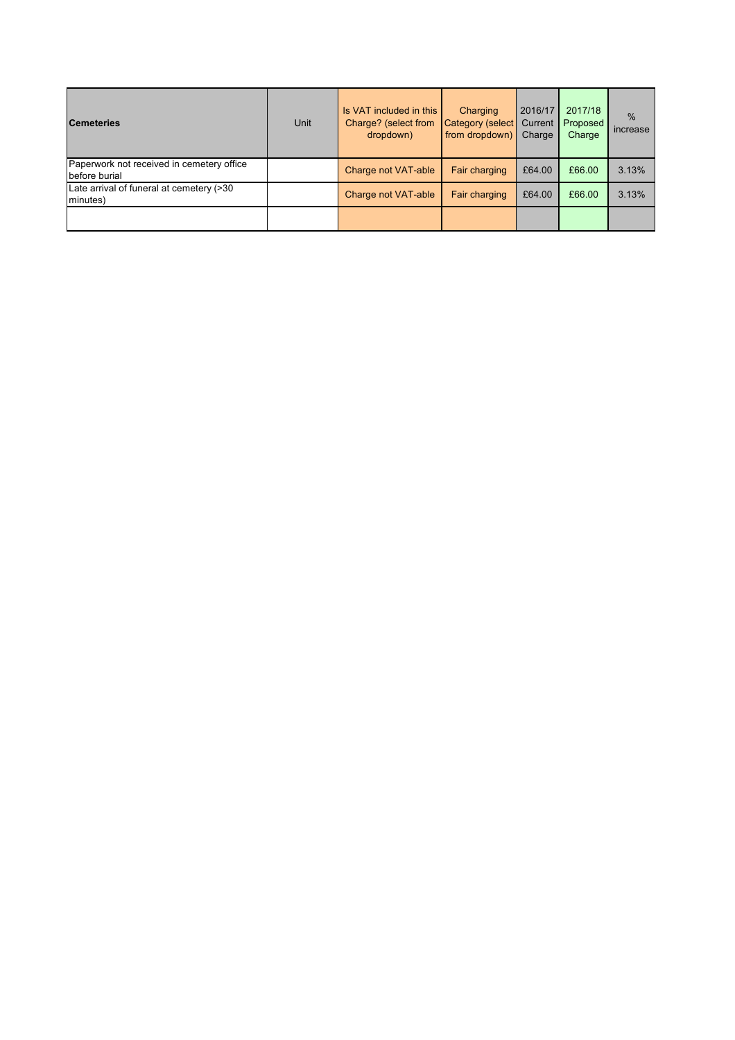| **Cemeteries** | Unit | Is VAT included in this Charge? (select from dropdown) | Charging Category (select from dropdown) | 2016/17 Current Charge | 2017/18 Proposed Charge | % increase |
|---|---|---|---|---|---|---|
| Paperwork not received in cemetery office before burial | | Charge not VAT-able | Fair charging | £64.00 | £66.00 | 3.13% |
| Late arrival of funeral at cemetery (>30 minutes) | | Charge not VAT-able | Fair charging | £64.00 | £66.00 | 3.13% |
| | | | | | | |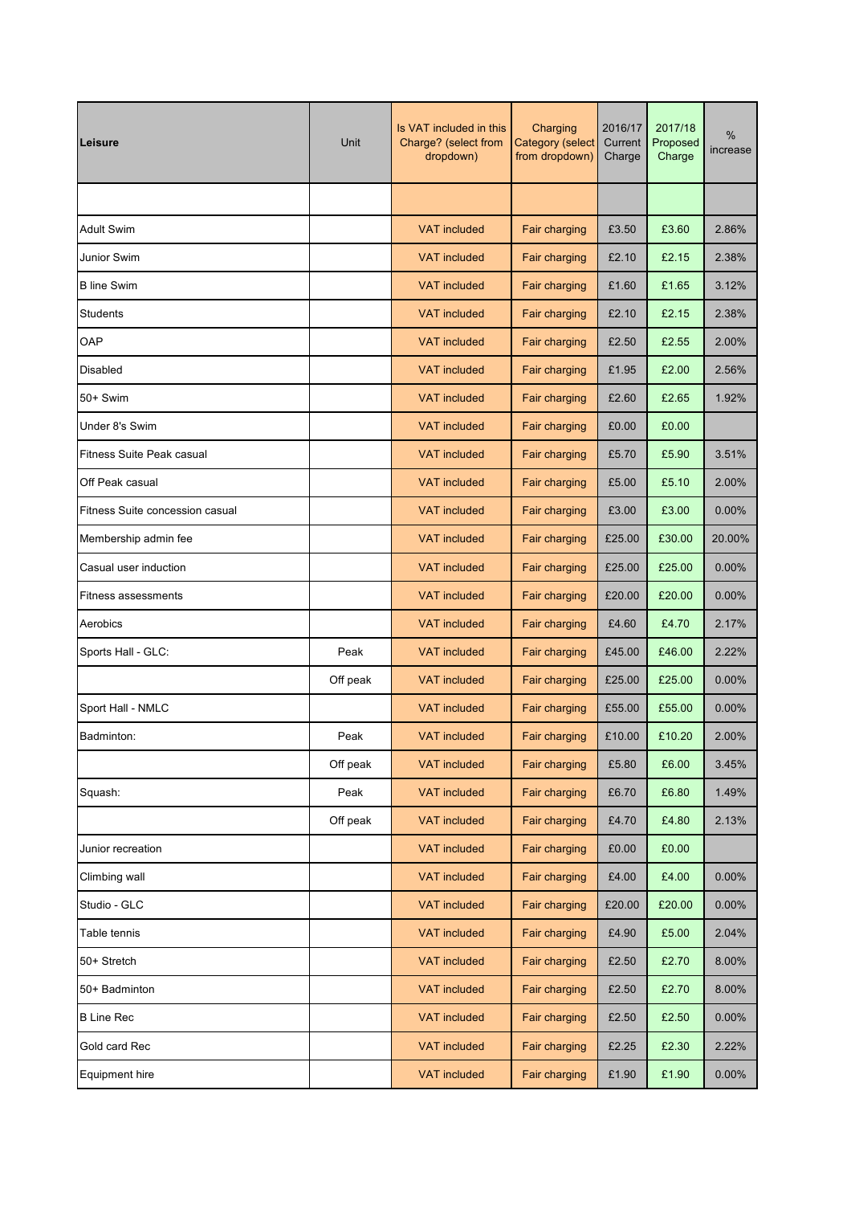| Leisure | Unit | Is VAT included in this Charge? (select from dropdown) | Charging Category (select from dropdown) | 2016/17 Current Charge | 2017/18 Proposed Charge | % increase |
|---|---|---|---|---|---|---|
| | | | | | | |
| Adult Swim | | VAT included | Fair charging | £3.50 | £3.60 | 2.86% |
| Junior Swim | | VAT included | Fair charging | £2.10 | £2.15 | 2.38% |
| B line Swim | | VAT included | Fair charging | £1.60 | £1.65 | 3.12% |
| Students | | VAT included | Fair charging | £2.10 | £2.15 | 2.38% |
| OAP | | VAT included | Fair charging | £2.50 | £2.55 | 2.00% |
| Disabled | | VAT included | Fair charging | £1.95 | £2.00 | 2.56% |
| 50+ Swim | | VAT included | Fair charging | £2.60 | £2.65 | 1.92% |
| Under 8's Swim | | VAT included | Fair charging | £0.00 | £0.00 | |
| Fitness Suite Peak casual | | VAT included | Fair charging | £5.70 | £5.90 | 3.51% |
| Off Peak casual | | VAT included | Fair charging | £5.00 | £5.10 | 2.00% |
| Fitness Suite concession casual | | VAT included | Fair charging | £3.00 | £3.00 | 0.00% |
| Membership admin fee | | VAT included | Fair charging | £25.00 | £30.00 | 20.00% |
| Casual user induction | | VAT included | Fair charging | £25.00 | £25.00 | 0.00% |
| Fitness assessments | | VAT included | Fair charging | £20.00 | £20.00 | 0.00% |
| Aerobics | | VAT included | Fair charging | £4.60 | £4.70 | 2.17% |
| Sports Hall - GLC: | Peak | VAT included | Fair charging | £45.00 | £46.00 | 2.22% |
| | Off peak | VAT included | Fair charging | £25.00 | £25.00 | 0.00% |
| Sport Hall - NMLC | | VAT included | Fair charging | £55.00 | £55.00 | 0.00% |
| Badminton: | Peak | VAT included | Fair charging | £10.00 | £10.20 | 2.00% |
| | Off peak | VAT included | Fair charging | £5.80 | £6.00 | 3.45% |
| Squash: | Peak | VAT included | Fair charging | £6.70 | £6.80 | 1.49% |
| | Off peak | VAT included | Fair charging | £4.70 | £4.80 | 2.13% |
| Junior recreation | | VAT included | Fair charging | £0.00 | £0.00 | |
| Climbing wall | | VAT included | Fair charging | £4.00 | £4.00 | 0.00% |
| Studio - GLC | | VAT included | Fair charging | £20.00 | £20.00 | 0.00% |
| Table tennis | | VAT included | Fair charging | £4.90 | £5.00 | 2.04% |
| 50+ Stretch | | VAT included | Fair charging | £2.50 | £2.70 | 8.00% |
| 50+ Badminton | | VAT included | Fair charging | £2.50 | £2.70 | 8.00% |
| B Line Rec | | VAT included | Fair charging | £2.50 | £2.50 | 0.00% |
| Gold card Rec | | VAT included | Fair charging | £2.25 | £2.30 | 2.22% |
| Equipment hire | | VAT included | Fair charging | £1.90 | £1.90 | 0.00% |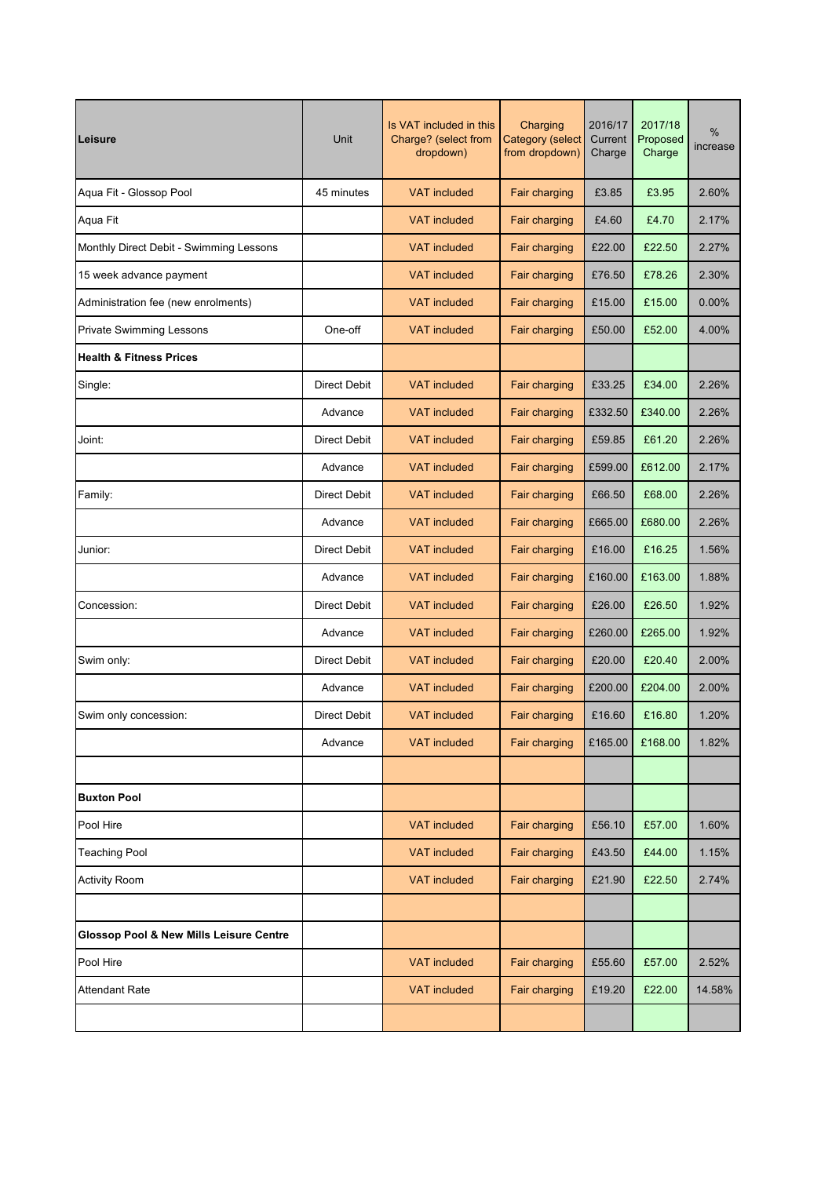| **Leisure** | Unit | Is VAT included in this Charge? (select from dropdown) | Charging Category (select from dropdown) | 2016/17 Current Charge | 2017/18 Proposed Charge | % increase |
|---|---|---|---|---|---|---|
| Aqua Fit - Glossop Pool | 45 minutes | VAT included | Fair charging | £3.85 | £3.95 | 2.60% |
| Aqua Fit | | VAT included | Fair charging | £4.60 | £4.70 | 2.17% |
| Monthly Direct Debit - Swimming Lessons | | VAT included | Fair charging | £22.00 | £22.50 | 2.27% |
| 15 week advance payment | | VAT included | Fair charging | £76.50 | £78.26 | 2.30% |
| Administration fee (new enrolments) | | VAT included | Fair charging | £15.00 | £15.00 | 0.00% |
| Private Swimming Lessons | One-off | VAT included | Fair charging | £50.00 | £52.00 | 4.00% |
| **Health & Fitness Prices** | | | | | | |
| Single: | Direct Debit | VAT included | Fair charging | £33.25 | £34.00 | 2.26% |
| | Advance | VAT included | Fair charging | £332.50 | £340.00 | 2.26% |
| Joint: | Direct Debit | VAT included | Fair charging | £59.85 | £61.20 | 2.26% |
| | Advance | VAT included | Fair charging | £599.00 | £612.00 | 2.17% |
| Family: | Direct Debit | VAT included | Fair charging | £66.50 | £68.00 | 2.26% |
| | Advance | VAT included | Fair charging | £665.00 | £680.00 | 2.26% |
| Junior: | Direct Debit | VAT included | Fair charging | £16.00 | £16.25 | 1.56% |
| | Advance | VAT included | Fair charging | £160.00 | £163.00 | 1.88% |
| Concession: | Direct Debit | VAT included | Fair charging | £26.00 | £26.50 | 1.92% |
| | Advance | VAT included | Fair charging | £260.00 | £265.00 | 1.92% |
| Swim only: | Direct Debit | VAT included | Fair charging | £20.00 | £20.40 | 2.00% |
| | Advance | VAT included | Fair charging | £200.00 | £204.00 | 2.00% |
| Swim only concession: | Direct Debit | VAT included | Fair charging | £16.60 | £16.80 | 1.20% |
| | Advance | VAT included | Fair charging | £165.00 | £168.00 | 1.82% |
| | | | | | | |
| **Buxton Pool** | | | | | | |
| Pool Hire | | VAT included | Fair charging | £56.10 | £57.00 | 1.60% |
| Teaching Pool | | VAT included | Fair charging | £43.50 | £44.00 | 1.15% |
| Activity Room | | VAT included | Fair charging | £21.90 | £22.50 | 2.74% |
| | | | | | | |
| **Glossop Pool & New Mills Leisure Centre** | | | | | | |
| Pool Hire | | VAT included | Fair charging | £55.60 | £57.00 | 2.52% |
| Attendant Rate | | VAT included | Fair charging | £19.20 | £22.00 | 14.58% |
| | | | | | | |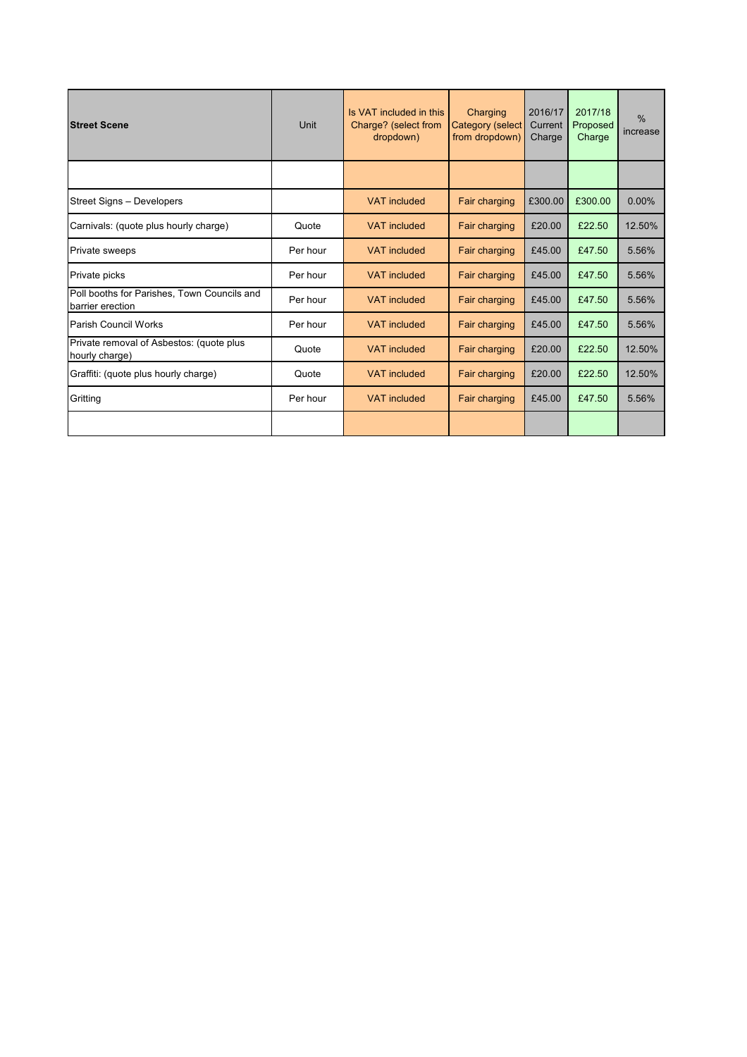| **Street Scene** | Unit | Is VAT included in this Charge? (select from dropdown) | Charging Category (select from dropdown) | 2016/17 Current Charge | 2017/18 Proposed Charge | % increase |
|---|---|---|---|---|---|---|
| | | | | | | |
| Street Signs – Developers | | VAT included | Fair charging | £300.00 | £300.00 | 0.00% |
| Carnivals: (quote plus hourly charge) | Quote | VAT included | Fair charging | £20.00 | £22.50 | 12.50% |
| Private sweeps | Per hour | VAT included | Fair charging | £45.00 | £47.50 | 5.56% |
| Private picks | Per hour | VAT included | Fair charging | £45.00 | £47.50 | 5.56% |
| Poll booths for Parishes, Town Councils and barrier erection | Per hour | VAT included | Fair charging | £45.00 | £47.50 | 5.56% |
| Parish Council Works | Per hour | VAT included | Fair charging | £45.00 | £47.50 | 5.56% |
| Private removal of Asbestos: (quote plus hourly charge) | Quote | VAT included | Fair charging | £20.00 | £22.50 | 12.50% |
| Graffiti: (quote plus hourly charge) | Quote | VAT included | Fair charging | £20.00 | £22.50 | 12.50% |
| Gritting | Per hour | VAT included | Fair charging | £45.00 | £47.50 | 5.56% |
| | | | | | | |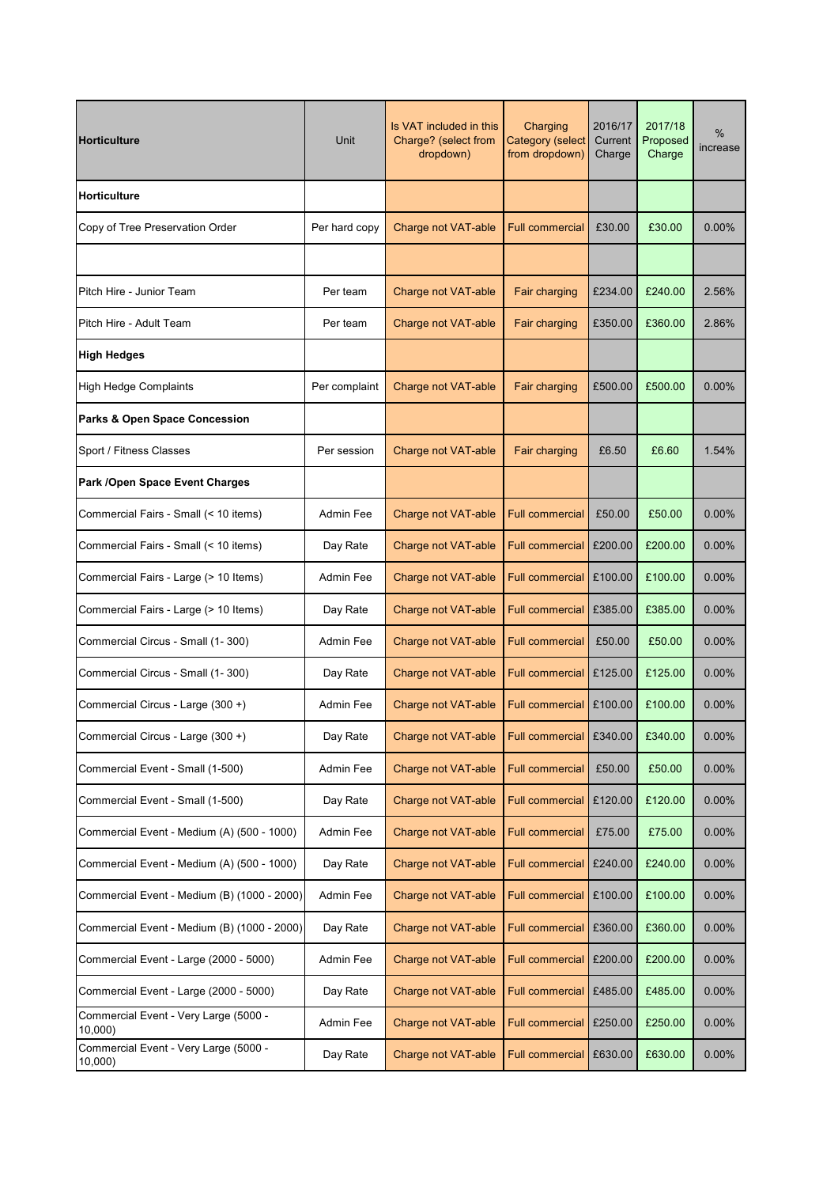| **Horticulture** | Unit | Is VAT included in this Charge? (select from dropdown) | Charging Category (select from dropdown) | 2016/17 Current Charge | 2017/18 Proposed Charge | % increase |
| --- | --- | --- | --- | --- | --- | --- |
| **Horticulture** | | | | | | |
| Copy of Tree Preservation Order | Per hard copy | Charge not VAT-able | Full commercial | £30.00 | £30.00 | 0.00% |
| | | | | | | |
| Pitch Hire - Junior Team | Per team | Charge not VAT-able | Fair charging | £234.00 | £240.00 | 2.56% |
| Pitch Hire - Adult Team | Per team | Charge not VAT-able | Fair charging | £350.00 | £360.00 | 2.86% |
| **High Hedges** | | | | | | |
| High Hedge Complaints | Per complaint | Charge not VAT-able | Fair charging | £500.00 | £500.00 | 0.00% |
| **Parks & Open Space Concession** | | | | | | |
| Sport / Fitness Classes | Per session | Charge not VAT-able | Fair charging | £6.50 | £6.60 | 1.54% |
| **Park /Open Space Event Charges** | | | | | | |
| Commercial Fairs - Small (< 10 items) | Admin Fee | Charge not VAT-able | Full commercial | £50.00 | £50.00 | 0.00% |
| Commercial Fairs - Small (< 10 items) | Day Rate | Charge not VAT-able | Full commercial | £200.00 | £200.00 | 0.00% |
| Commercial Fairs - Large (> 10 Items) | Admin Fee | Charge not VAT-able | Full commercial | £100.00 | £100.00 | 0.00% |
| Commercial Fairs - Large (> 10 Items) | Day Rate | Charge not VAT-able | Full commercial | £385.00 | £385.00 | 0.00% |
| Commercial Circus - Small (1- 300) | Admin Fee | Charge not VAT-able | Full commercial | £50.00 | £50.00 | 0.00% |
| Commercial Circus - Small (1- 300) | Day Rate | Charge not VAT-able | Full commercial | £125.00 | £125.00 | 0.00% |
| Commercial Circus - Large (300 +) | Admin Fee | Charge not VAT-able | Full commercial | £100.00 | £100.00 | 0.00% |
| Commercial Circus - Large (300 +) | Day Rate | Charge not VAT-able | Full commercial | £340.00 | £340.00 | 0.00% |
| Commercial Event - Small (1-500) | Admin Fee | Charge not VAT-able | Full commercial | £50.00 | £50.00 | 0.00% |
| Commercial Event - Small (1-500) | Day Rate | Charge not VAT-able | Full commercial | £120.00 | £120.00 | 0.00% |
| Commercial Event - Medium (A) (500 - 1000) | Admin Fee | Charge not VAT-able | Full commercial | £75.00 | £75.00 | 0.00% |
| Commercial Event - Medium (A) (500 - 1000) | Day Rate | Charge not VAT-able | Full commercial | £240.00 | £240.00 | 0.00% |
| Commercial Event - Medium (B) (1000 - 2000) | Admin Fee | Charge not VAT-able | Full commercial | £100.00 | £100.00 | 0.00% |
| Commercial Event - Medium (B) (1000 - 2000) | Day Rate | Charge not VAT-able | Full commercial | £360.00 | £360.00 | 0.00% |
| Commercial Event - Large (2000 - 5000) | Admin Fee | Charge not VAT-able | Full commercial | £200.00 | £200.00 | 0.00% |
| Commercial Event - Large (2000 - 5000) | Day Rate | Charge not VAT-able | Full commercial | £485.00 | £485.00 | 0.00% |
| Commercial Event - Very Large (5000 - 10,000) | Admin Fee | Charge not VAT-able | Full commercial | £250.00 | £250.00 | 0.00% |
| Commercial Event - Very Large (5000 - 10,000) | Day Rate | Charge not VAT-able | Full commercial | £630.00 | £630.00 | 0.00% |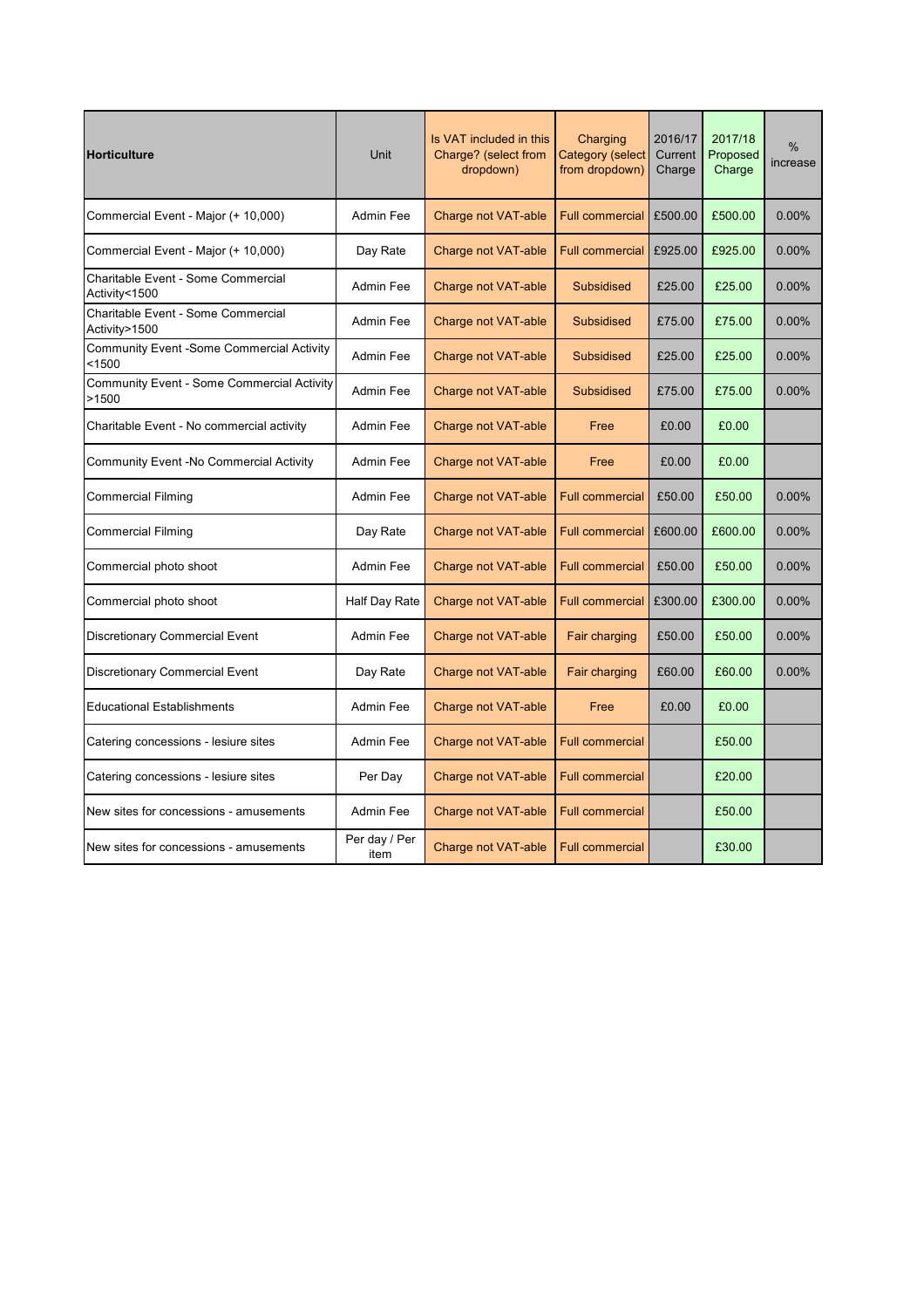| Horticulture | Unit | Is VAT included in this Charge? (select from dropdown) | Charging Category (select from dropdown) | 2016/17 Current Charge | 2017/18 Proposed Charge | % increase |
|---|---|---|---|---|---|---|
| Commercial Event - Major (+ 10,000) | Admin Fee | Charge not VAT-able | Full commercial | £500.00 | £500.00 | 0.00% |
| Commercial Event - Major (+ 10,000) | Day Rate | Charge not VAT-able | Full commercial | £925.00 | £925.00 | 0.00% |
| Charitable Event - Some Commercial Activity<1500 | Admin Fee | Charge not VAT-able | Subsidised | £25.00 | £25.00 | 0.00% |
| Charitable Event - Some Commercial Activity>1500 | Admin Fee | Charge not VAT-able | Subsidised | £75.00 | £75.00 | 0.00% |
| Community Event -Some Commercial Activity <1500 | Admin Fee | Charge not VAT-able | Subsidised | £25.00 | £25.00 | 0.00% |
| Community Event - Some Commercial Activity >1500 | Admin Fee | Charge not VAT-able | Subsidised | £75.00 | £75.00 | 0.00% |
| Charitable Event - No commercial activity | Admin Fee | Charge not VAT-able | Free | £0.00 | £0.00 | |
| Community Event -No Commercial Activity | Admin Fee | Charge not VAT-able | Free | £0.00 | £0.00 | |
| Commercial Filming | Admin Fee | Charge not VAT-able | Full commercial | £50.00 | £50.00 | 0.00% |
| Commercial Filming | Day Rate | Charge not VAT-able | Full commercial | £600.00 | £600.00 | 0.00% |
| Commercial photo shoot | Admin Fee | Charge not VAT-able | Full commercial | £50.00 | £50.00 | 0.00% |
| Commercial photo shoot | Half Day Rate | Charge not VAT-able | Full commercial | £300.00 | £300.00 | 0.00% |
| Discretionary Commercial Event | Admin Fee | Charge not VAT-able | Fair charging | £50.00 | £50.00 | 0.00% |
| Discretionary Commercial Event | Day Rate | Charge not VAT-able | Fair charging | £60.00 | £60.00 | 0.00% |
| Educational Establishments | Admin Fee | Charge not VAT-able | Free | £0.00 | £0.00 | |
| Catering concessions - lesiure sites | Admin Fee | Charge not VAT-able | Full commercial | | £50.00 | |
| Catering concessions - lesiure sites | Per Day | Charge not VAT-able | Full commercial | | £20.00 | |
| New sites for concessions - amusements | Admin Fee | Charge not VAT-able | Full commercial | | £50.00 | |
| New sites for concessions - amusements | Per day / Per item | Charge not VAT-able | Full commercial | | £30.00 | |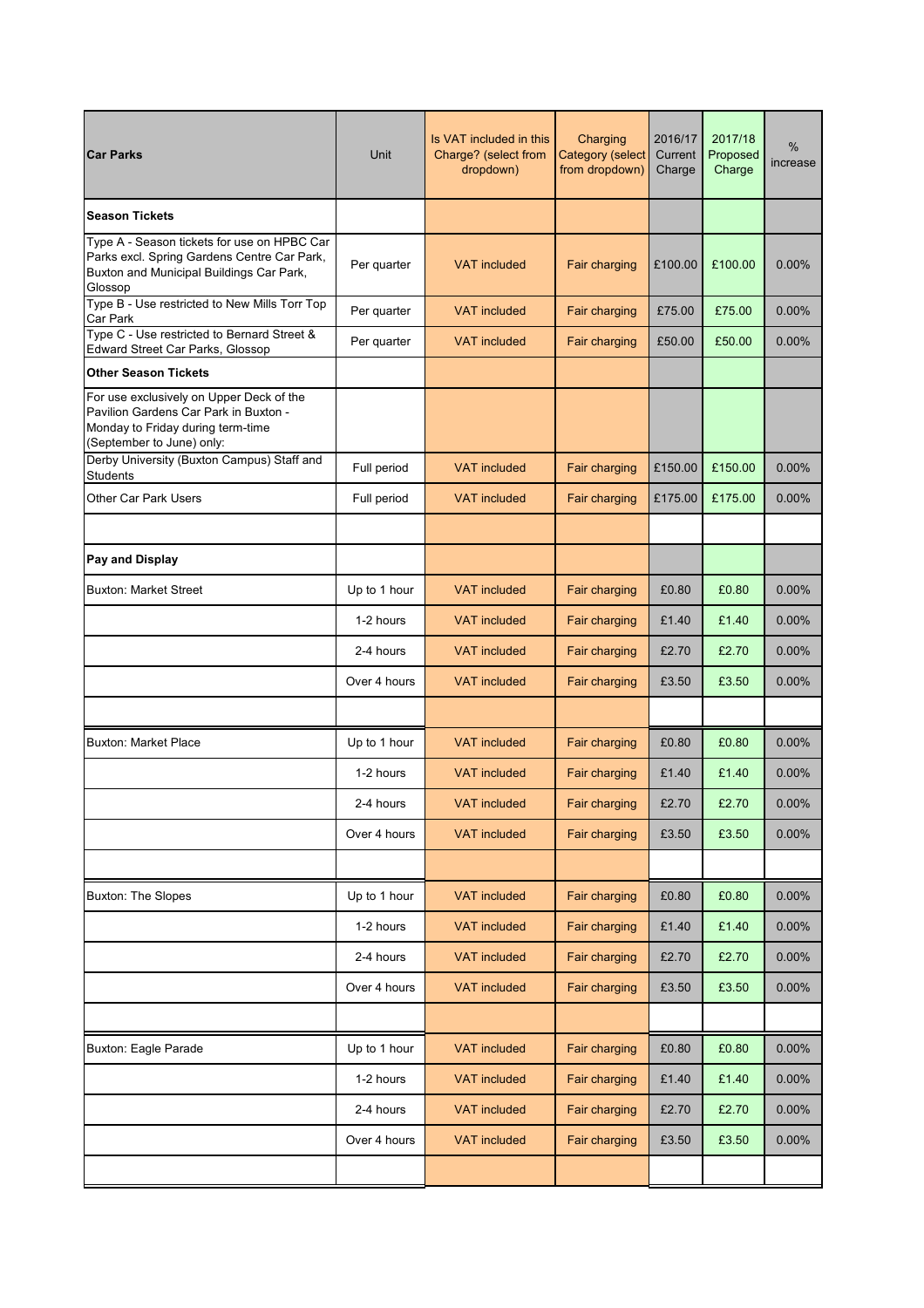| Car Parks | Unit | Is VAT included in this Charge? (select from dropdown) | Charging Category (select from dropdown) | 2016/17 Current Charge | 2017/18 Proposed Charge | % increase |
|---|---|---|---|---|---|---|
| **Season Tickets** | | | | | | |
| Type A - Season tickets for use on HPBC Car Parks excl. Spring Gardens Centre Car Park, Buxton and Municipal Buildings Car Park, Glossop | Per quarter | VAT included | Fair charging | £100.00 | £100.00 | 0.00% |
| Type B - Use restricted to New Mills Torr Top Car Park | Per quarter | VAT included | Fair charging | £75.00 | £75.00 | 0.00% |
| Type C - Use restricted to Bernard Street & Edward Street Car Parks, Glossop | Per quarter | VAT included | Fair charging | £50.00 | £50.00 | 0.00% |
| **Other Season Tickets** | | | | | | |
| For use exclusively on Upper Deck of the Pavilion Gardens Car Park in Buxton - Monday to Friday during term-time (September to June) only: | | | | | | |
| Derby University (Buxton Campus) Staff and Students | Full period | VAT included | Fair charging | £150.00 | £150.00 | 0.00% |
| Other Car Park Users | Full period | VAT included | Fair charging | £175.00 | £175.00 | 0.00% |
| | | | | | | |
| **Pay and Display** | | | | | | |
| Buxton: Market Street | Up to 1 hour | VAT included | Fair charging | £0.80 | £0.80 | 0.00% |
| | 1-2 hours | VAT included | Fair charging | £1.40 | £1.40 | 0.00% |
| | 2-4 hours | VAT included | Fair charging | £2.70 | £2.70 | 0.00% |
| | Over 4 hours | VAT included | Fair charging | £3.50 | £3.50 | 0.00% |
| | | | | | | |
| Buxton: Market Place | Up to 1 hour | VAT included | Fair charging | £0.80 | £0.80 | 0.00% |
| | 1-2 hours | VAT included | Fair charging | £1.40 | £1.40 | 0.00% |
| | 2-4 hours | VAT included | Fair charging | £2.70 | £2.70 | 0.00% |
| | Over 4 hours | VAT included | Fair charging | £3.50 | £3.50 | 0.00% |
| | | | | | | |
| Buxton: The Slopes | Up to 1 hour | VAT included | Fair charging | £0.80 | £0.80 | 0.00% |
| | 1-2 hours | VAT included | Fair charging | £1.40 | £1.40 | 0.00% |
| | 2-4 hours | VAT included | Fair charging | £2.70 | £2.70 | 0.00% |
| | Over 4 hours | VAT included | Fair charging | £3.50 | £3.50 | 0.00% |
| | | | | | | |
| Buxton: Eagle Parade | Up to 1 hour | VAT included | Fair charging | £0.80 | £0.80 | 0.00% |
| | 1-2 hours | VAT included | Fair charging | £1.40 | £1.40 | 0.00% |
| | 2-4 hours | VAT included | Fair charging | £2.70 | £2.70 | 0.00% |
| | Over 4 hours | VAT included | Fair charging | £3.50 | £3.50 | 0.00% |
| | | | | | | |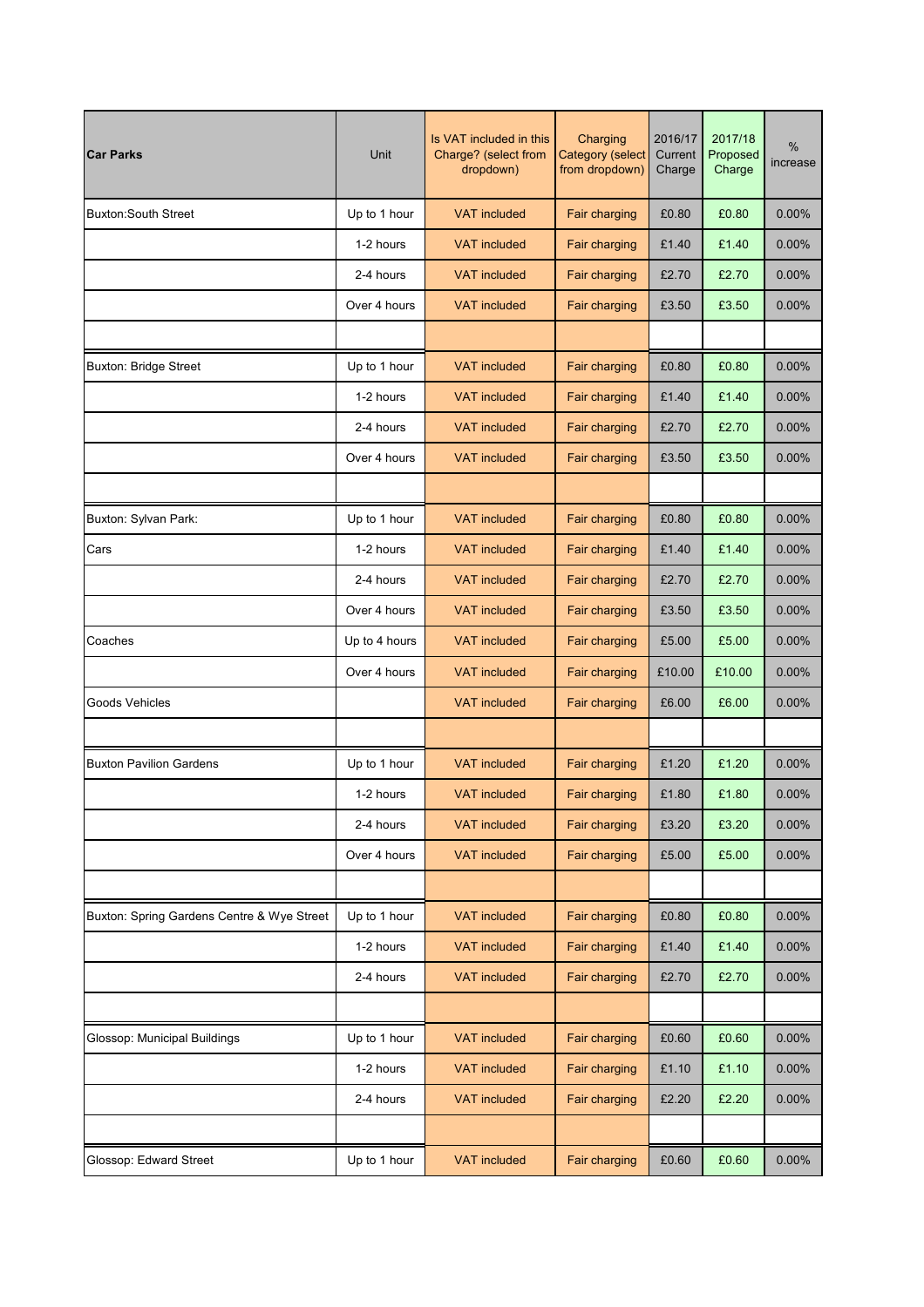| **Car Parks** | Unit | Is VAT included in this Charge? (select from dropdown) | Charging Category (select from dropdown) | 2016/17 Current Charge | 2017/18 Proposed Charge | % increase |
|---|---|---|---|---|---|---|
| Buxton:South Street | Up to 1 hour | VAT included | Fair charging | £0.80 | £0.80 | 0.00% |
| | 1-2 hours | VAT included | Fair charging | £1.40 | £1.40 | 0.00% |
| | 2-4 hours | VAT included | Fair charging | £2.70 | £2.70 | 0.00% |
| | Over 4 hours | VAT included | Fair charging | £3.50 | £3.50 | 0.00% |
| | | | | | | |
| Buxton: Bridge Street | Up to 1 hour | VAT included | Fair charging | £0.80 | £0.80 | 0.00% |
| | 1-2 hours | VAT included | Fair charging | £1.40 | £1.40 | 0.00% |
| | 2-4 hours | VAT included | Fair charging | £2.70 | £2.70 | 0.00% |
| | Over 4 hours | VAT included | Fair charging | £3.50 | £3.50 | 0.00% |
| | | | | | | |
| Buxton: Sylvan Park: | Up to 1 hour | VAT included | Fair charging | £0.80 | £0.80 | 0.00% |
| Cars | 1-2 hours | VAT included | Fair charging | £1.40 | £1.40 | 0.00% |
| | 2-4 hours | VAT included | Fair charging | £2.70 | £2.70 | 0.00% |
| | Over 4 hours | VAT included | Fair charging | £3.50 | £3.50 | 0.00% |
| Coaches | Up to 4 hours | VAT included | Fair charging | £5.00 | £5.00 | 0.00% |
| | Over 4 hours | VAT included | Fair charging | £10.00 | £10.00 | 0.00% |
| Goods Vehicles | | VAT included | Fair charging | £6.00 | £6.00 | 0.00% |
| | | | | | | |
| Buxton Pavilion Gardens | Up to 1 hour | VAT included | Fair charging | £1.20 | £1.20 | 0.00% |
| | 1-2 hours | VAT included | Fair charging | £1.80 | £1.80 | 0.00% |
| | 2-4 hours | VAT included | Fair charging | £3.20 | £3.20 | 0.00% |
| | Over 4 hours | VAT included | Fair charging | £5.00 | £5.00 | 0.00% |
| | | | | | | |
| Buxton: Spring Gardens Centre & Wye Street | Up to 1 hour | VAT included | Fair charging | £0.80 | £0.80 | 0.00% |
| | 1-2 hours | VAT included | Fair charging | £1.40 | £1.40 | 0.00% |
| | 2-4 hours | VAT included | Fair charging | £2.70 | £2.70 | 0.00% |
| | | | | | | |
| Glossop: Municipal Buildings | Up to 1 hour | VAT included | Fair charging | £0.60 | £0.60 | 0.00% |
| | 1-2 hours | VAT included | Fair charging | £1.10 | £1.10 | 0.00% |
| | 2-4 hours | VAT included | Fair charging | £2.20 | £2.20 | 0.00% |
| | | | | | | |
| Glossop: Edward Street | Up to 1 hour | VAT included | Fair charging | £0.60 | £0.60 | 0.00% |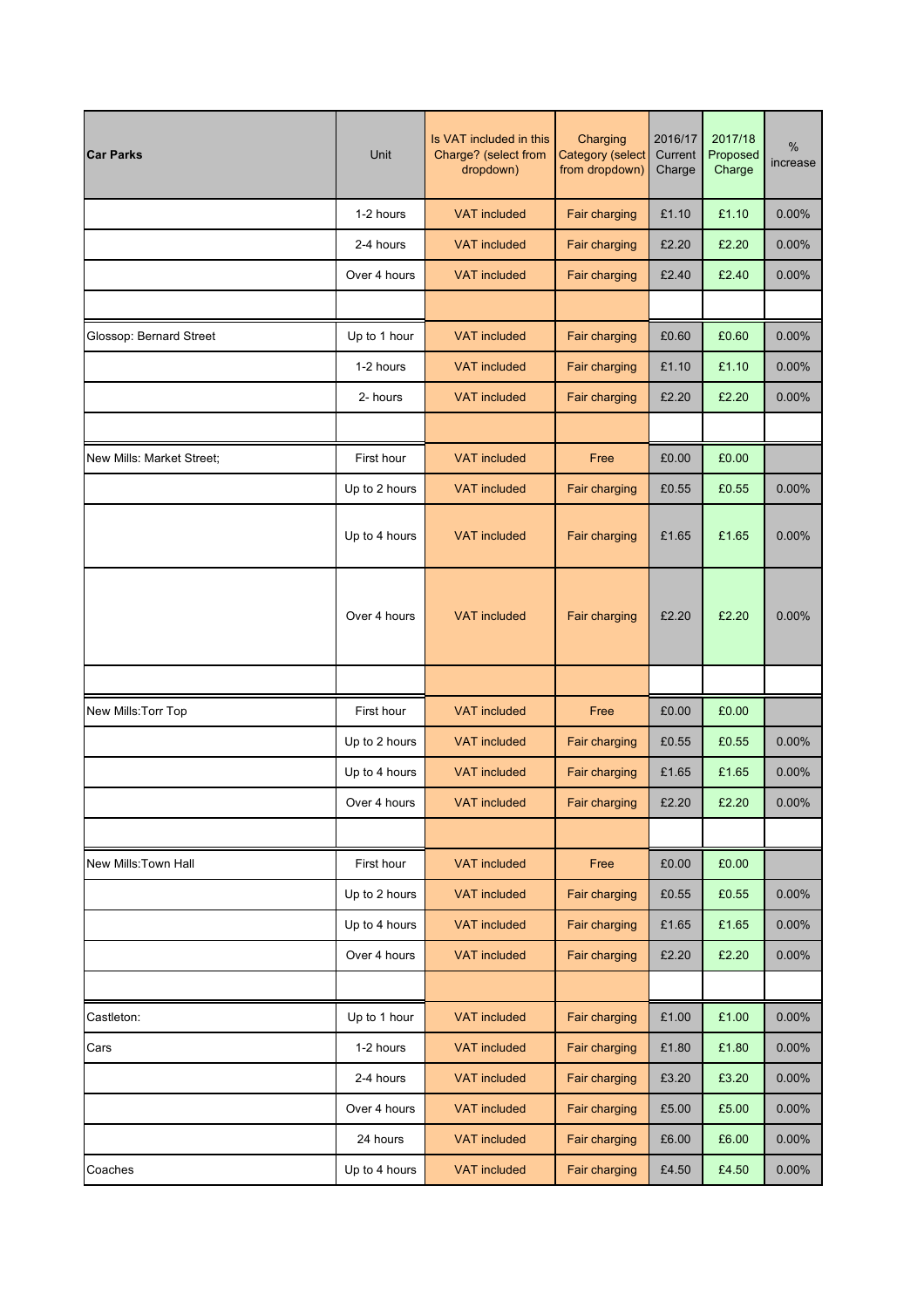| Car Parks | Unit | Is VAT included in this Charge? (select from dropdown) | Charging Category (select from dropdown) | 2016/17 Current Charge | 2017/18 Proposed Charge | % increase |
|---|---|---|---|---|---|---|
| | 1-2 hours | VAT included | Fair charging | £1.10 | £1.10 | 0.00% |
| | 2-4 hours | VAT included | Fair charging | £2.20 | £2.20 | 0.00% |
| | Over 4 hours | VAT included | Fair charging | £2.40 | £2.40 | 0.00% |
| | | | | | | |
| Glossop: Bernard Street | Up to 1 hour | VAT included | Fair charging | £0.60 | £0.60 | 0.00% |
| | 1-2 hours | VAT included | Fair charging | £1.10 | £1.10 | 0.00% |
| | 2- hours | VAT included | Fair charging | £2.20 | £2.20 | 0.00% |
| | | | | | | |
| New Mills: Market Street; | First hour | VAT included | Free | £0.00 | £0.00 | |
| | Up to 2 hours | VAT included | Fair charging | £0.55 | £0.55 | 0.00% |
| | Up to 4 hours | VAT included | Fair charging | £1.65 | £1.65 | 0.00% |
| | Over 4 hours | VAT included | Fair charging | £2.20 | £2.20 | 0.00% |
| | | | | | | |
| New Mills:Torr Top | First hour | VAT included | Free | £0.00 | £0.00 | |
| | Up to 2 hours | VAT included | Fair charging | £0.55 | £0.55 | 0.00% |
| | Up to 4 hours | VAT included | Fair charging | £1.65 | £1.65 | 0.00% |
| | Over 4 hours | VAT included | Fair charging | £2.20 | £2.20 | 0.00% |
| | | | | | | |
| New Mills:Town Hall | First hour | VAT included | Free | £0.00 | £0.00 | |
| | Up to 2 hours | VAT included | Fair charging | £0.55 | £0.55 | 0.00% |
| | Up to 4 hours | VAT included | Fair charging | £1.65 | £1.65 | 0.00% |
| | Over 4 hours | VAT included | Fair charging | £2.20 | £2.20 | 0.00% |
| | | | | | | |
| Castleton: | Up to 1 hour | VAT included | Fair charging | £1.00 | £1.00 | 0.00% |
| Cars | 1-2 hours | VAT included | Fair charging | £1.80 | £1.80 | 0.00% |
| | 2-4 hours | VAT included | Fair charging | £3.20 | £3.20 | 0.00% |
| | Over 4 hours | VAT included | Fair charging | £5.00 | £5.00 | 0.00% |
| | 24 hours | VAT included | Fair charging | £6.00 | £6.00 | 0.00% |
| Coaches | Up to 4 hours | VAT included | Fair charging | £4.50 | £4.50 | 0.00% |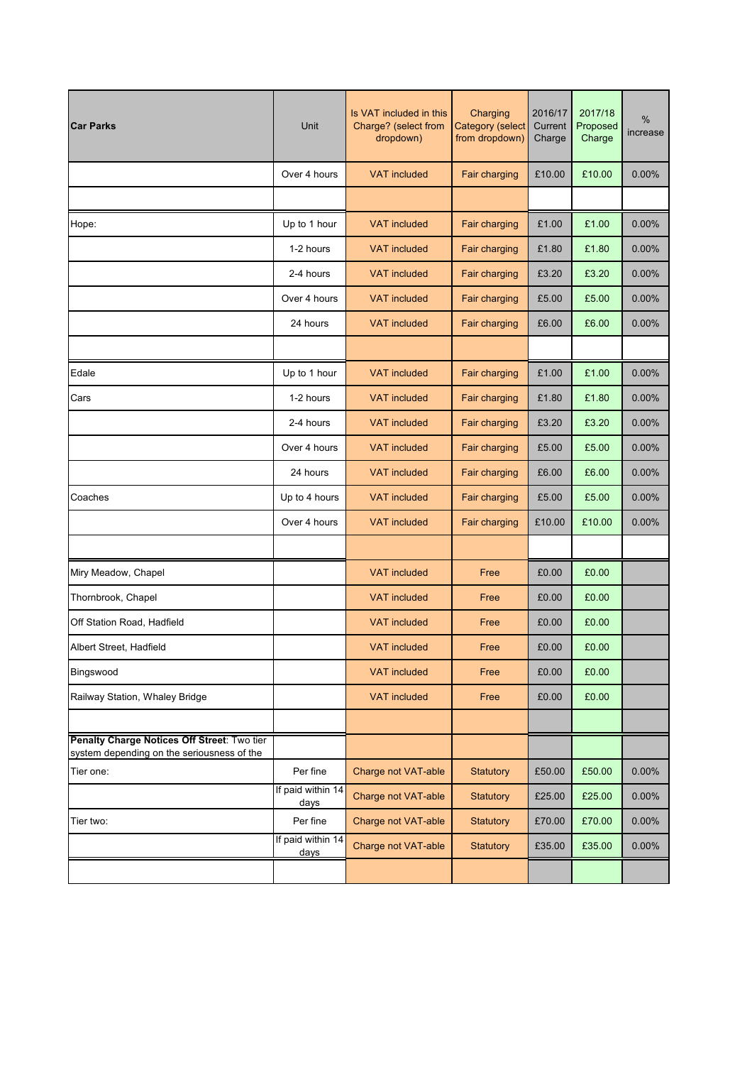| Car Parks | Unit | Is VAT included in this Charge? (select from dropdown) | Charging Category (select from dropdown) | 2016/17 Current Charge | 2017/18 Proposed Charge | % increase |
|---|---|---|---|---|---|---|
| | Over 4 hours | VAT included | Fair charging | £10.00 | £10.00 | 0.00% |
| | | | | | | |
| Hope: | Up to 1 hour | VAT included | Fair charging | £1.00 | £1.00 | 0.00% |
| | 1-2 hours | VAT included | Fair charging | £1.80 | £1.80 | 0.00% |
| | 2-4 hours | VAT included | Fair charging | £3.20 | £3.20 | 0.00% |
| | Over 4 hours | VAT included | Fair charging | £5.00 | £5.00 | 0.00% |
| | 24 hours | VAT included | Fair charging | £6.00 | £6.00 | 0.00% |
| | | | | | | |
| Edale | Up to 1 hour | VAT included | Fair charging | £1.00 | £1.00 | 0.00% |
| Cars | 1-2 hours | VAT included | Fair charging | £1.80 | £1.80 | 0.00% |
| | 2-4 hours | VAT included | Fair charging | £3.20 | £3.20 | 0.00% |
| | Over 4 hours | VAT included | Fair charging | £5.00 | £5.00 | 0.00% |
| | 24 hours | VAT included | Fair charging | £6.00 | £6.00 | 0.00% |
| Coaches | Up to 4 hours | VAT included | Fair charging | £5.00 | £5.00 | 0.00% |
| | Over 4 hours | VAT included | Fair charging | £10.00 | £10.00 | 0.00% |
| | | | | | | |
| Miry Meadow, Chapel | | VAT included | Free | £0.00 | £0.00 | |
| Thornbrook, Chapel | | VAT included | Free | £0.00 | £0.00 | |
| Off Station Road, Hadfield | | VAT included | Free | £0.00 | £0.00 | |
| Albert Street, Hadfield | | VAT included | Free | £0.00 | £0.00 | |
| Bingswood | | VAT included | Free | £0.00 | £0.00 | |
| Railway Station, Whaley Bridge | | VAT included | Free | £0.00 | £0.00 | |
| | | | | | | |
| **Penalty Charge Notices Off Street**: Two tier system depending on the seriousness of the | | | | | | |
| Tier one: | Per fine | Charge not VAT-able | Statutory | £50.00 | £50.00 | 0.00% |
| | If paid within 14 days | Charge not VAT-able | Statutory | £25.00 | £25.00 | 0.00% |
| Tier two: | Per fine | Charge not VAT-able | Statutory | £70.00 | £70.00 | 0.00% |
| | If paid within 14 days | Charge not VAT-able | Statutory | £35.00 | £35.00 | 0.00% |
| | | | | | | |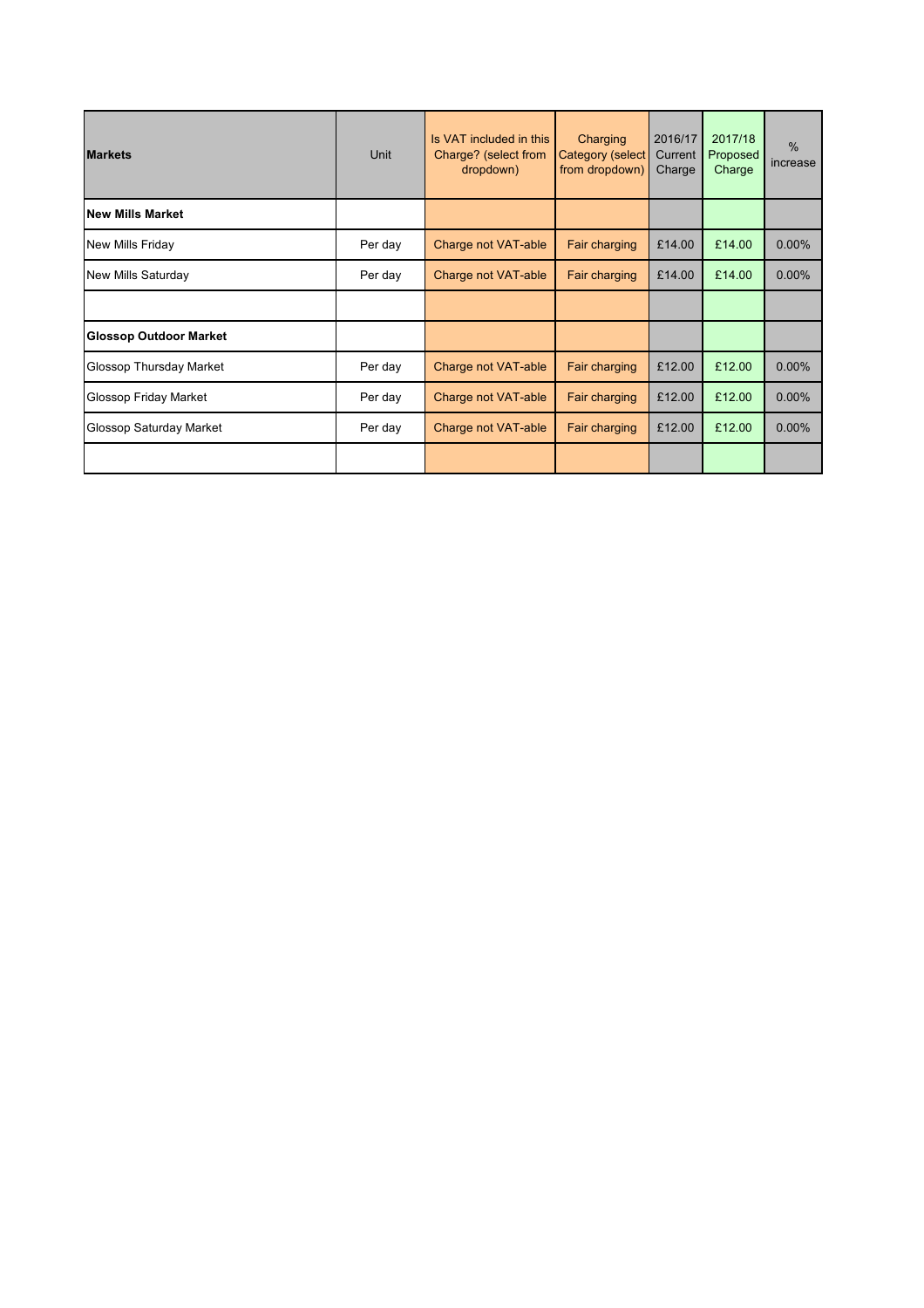| **Markets** | Unit | Is VAT included in this Charge? (select from dropdown) | Charging Category (select from dropdown) | 2016/17 Current Charge | 2017/18 Proposed Charge | % increase |
|---|---|---|---|---|---|---|
| **New Mills Market** | | | | | | |
| New Mills Friday | Per day | Charge not VAT-able | Fair charging | £14.00 | £14.00 | 0.00% |
| New Mills Saturday | Per day | Charge not VAT-able | Fair charging | £14.00 | £14.00 | 0.00% |
| | | | | | | |
| **Glossop Outdoor Market** | | | | | | |
| Glossop Thursday Market | Per day | Charge not VAT-able | Fair charging | £12.00 | £12.00 | 0.00% |
| Glossop Friday Market | Per day | Charge not VAT-able | Fair charging | £12.00 | £12.00 | 0.00% |
| Glossop Saturday Market | Per day | Charge not VAT-able | Fair charging | £12.00 | £12.00 | 0.00% |
| | | | | | | |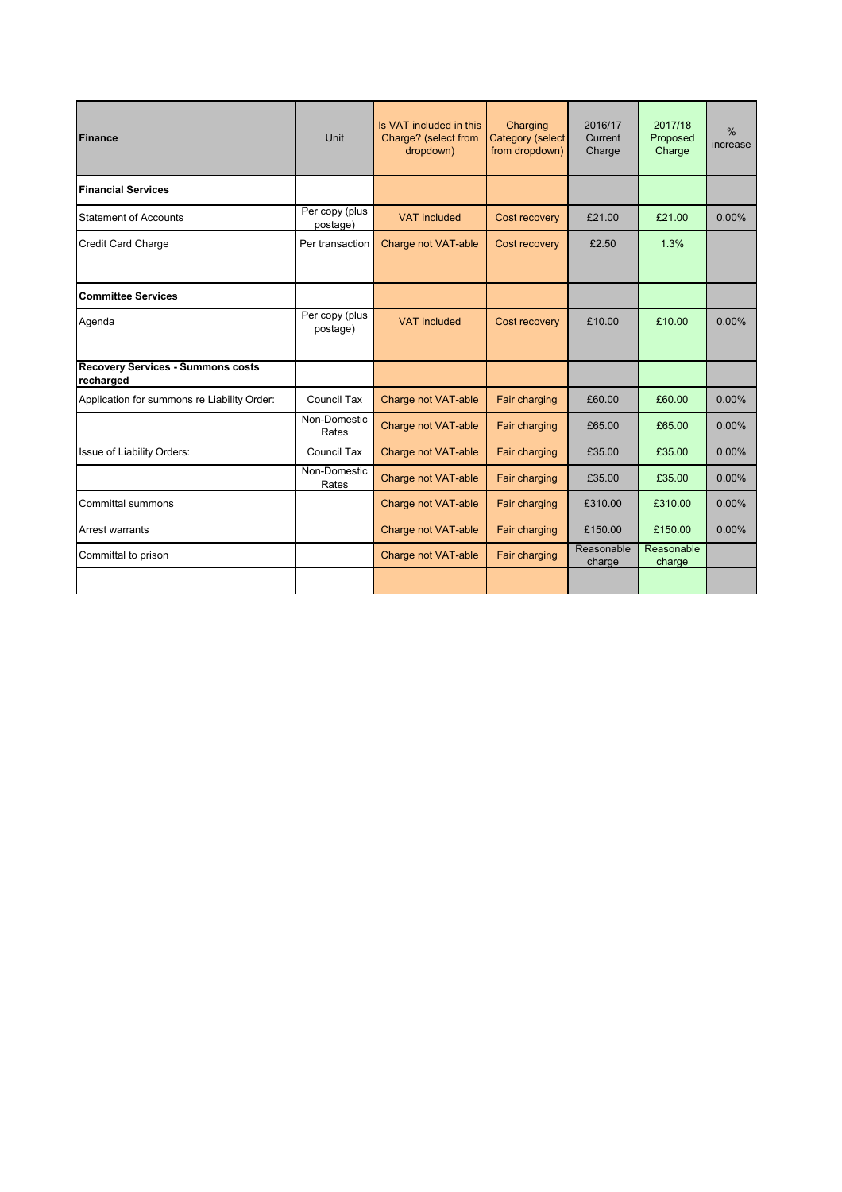| Finance | Unit | Is VAT included in this Charge? (select from dropdown) | Charging Category (select from dropdown) | 2016/17 Current Charge | 2017/18 Proposed Charge | % increase |
|---|---|---|---|---|---|---|
| **Financial Services** | | | | | | |
| Statement of Accounts | Per copy (plus postage) | VAT included | Cost recovery | £21.00 | £21.00 | 0.00% |
| Credit Card Charge | Per transaction | Charge not VAT-able | Cost recovery | £2.50 | 1.3% | |
| | | | | | | |
| **Committee Services** | | | | | | |
| Agenda | Per copy (plus postage) | VAT included | Cost recovery | £10.00 | £10.00 | 0.00% |
| | | | | | | |
| **Recovery Services - Summons costs recharged** | | | | | | |
| Application for summons re Liability Order: | Council Tax | Charge not VAT-able | Fair charging | £60.00 | £60.00 | 0.00% |
| | Non-Domestic Rates | Charge not VAT-able | Fair charging | £65.00 | £65.00 | 0.00% |
| Issue of Liability Orders: | Council Tax | Charge not VAT-able | Fair charging | £35.00 | £35.00 | 0.00% |
| | Non-Domestic Rates | Charge not VAT-able | Fair charging | £35.00 | £35.00 | 0.00% |
| Committal summons | | Charge not VAT-able | Fair charging | £310.00 | £310.00 | 0.00% |
| Arrest warrants | | Charge not VAT-able | Fair charging | £150.00 | £150.00 | 0.00% |
| Committal to prison | | Charge not VAT-able | Fair charging | Reasonable charge | Reasonable charge | |
| | | | | | | |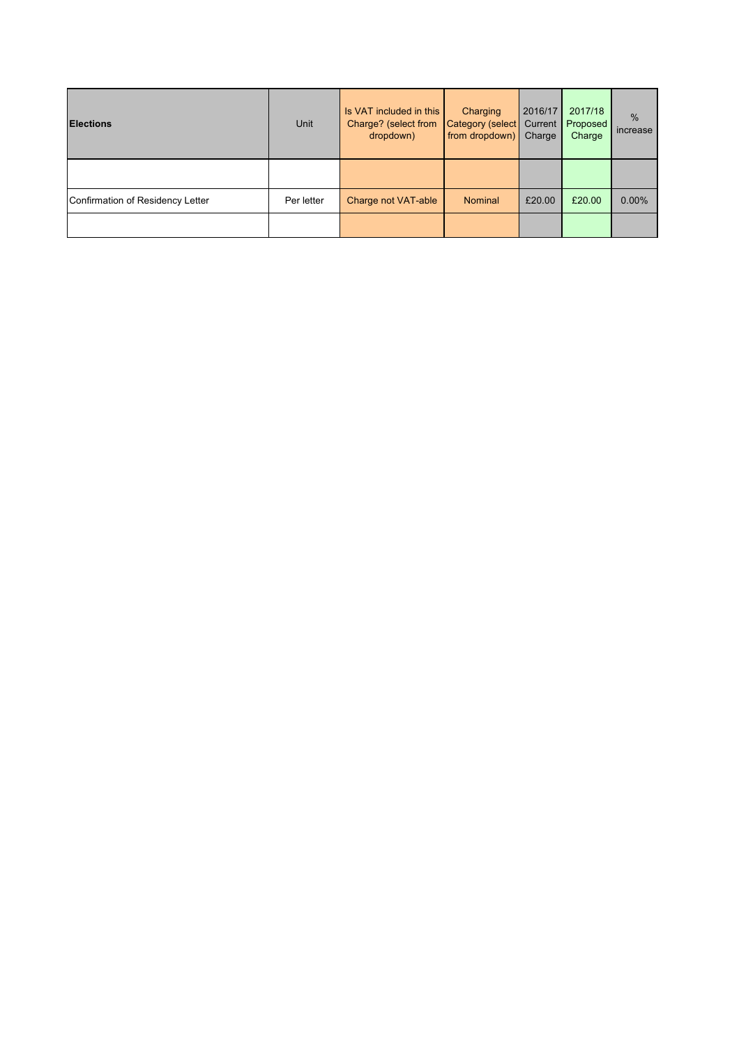| **Elections** | Unit | Is VAT included in this Charge? (select from dropdown) | Charging Category (select from dropdown) | 2016/17 Current Charge | 2017/18 Proposed Charge | % increase |
|---|---|---|---|---|---|---|
| | | | | | | |
| Confirmation of Residency Letter | Per letter | Charge not VAT-able | Nominal | £20.00 | £20.00 | 0.00% |
| | | | | | | |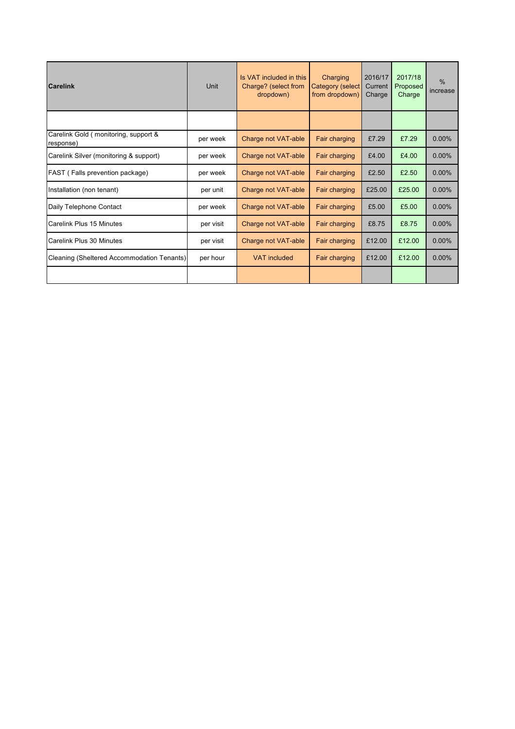| Carelink | Unit | Is VAT included in this Charge? (select from dropdown) | Charging Category (select from dropdown) | 2016/17 Current Charge | 2017/18 Proposed Charge | % increase |
|---|---|---|---|---|---|---|
| | | | | | | |
| Carelink Gold ( monitoring, support & response) | per week | Charge not VAT-able | Fair charging | £7.29 | £7.29 | 0.00% |
| Carelink Silver (monitoring & support) | per week | Charge not VAT-able | Fair charging | £4.00 | £4.00 | 0.00% |
| FAST ( Falls prevention package) | per week | Charge not VAT-able | Fair charging | £2.50 | £2.50 | 0.00% |
| Installation (non tenant) | per unit | Charge not VAT-able | Fair charging | £25.00 | £25.00 | 0.00% |
| Daily Telephone Contact | per week | Charge not VAT-able | Fair charging | £5.00 | £5.00 | 0.00% |
| Carelink Plus 15 Minutes | per visit | Charge not VAT-able | Fair charging | £8.75 | £8.75 | 0.00% |
| Carelink Plus 30 Minutes | per visit | Charge not VAT-able | Fair charging | £12.00 | £12.00 | 0.00% |
| Cleaning (Sheltered Accommodation Tenants) | per hour | VAT included | Fair charging | £12.00 | £12.00 | 0.00% |
| | | | | | | |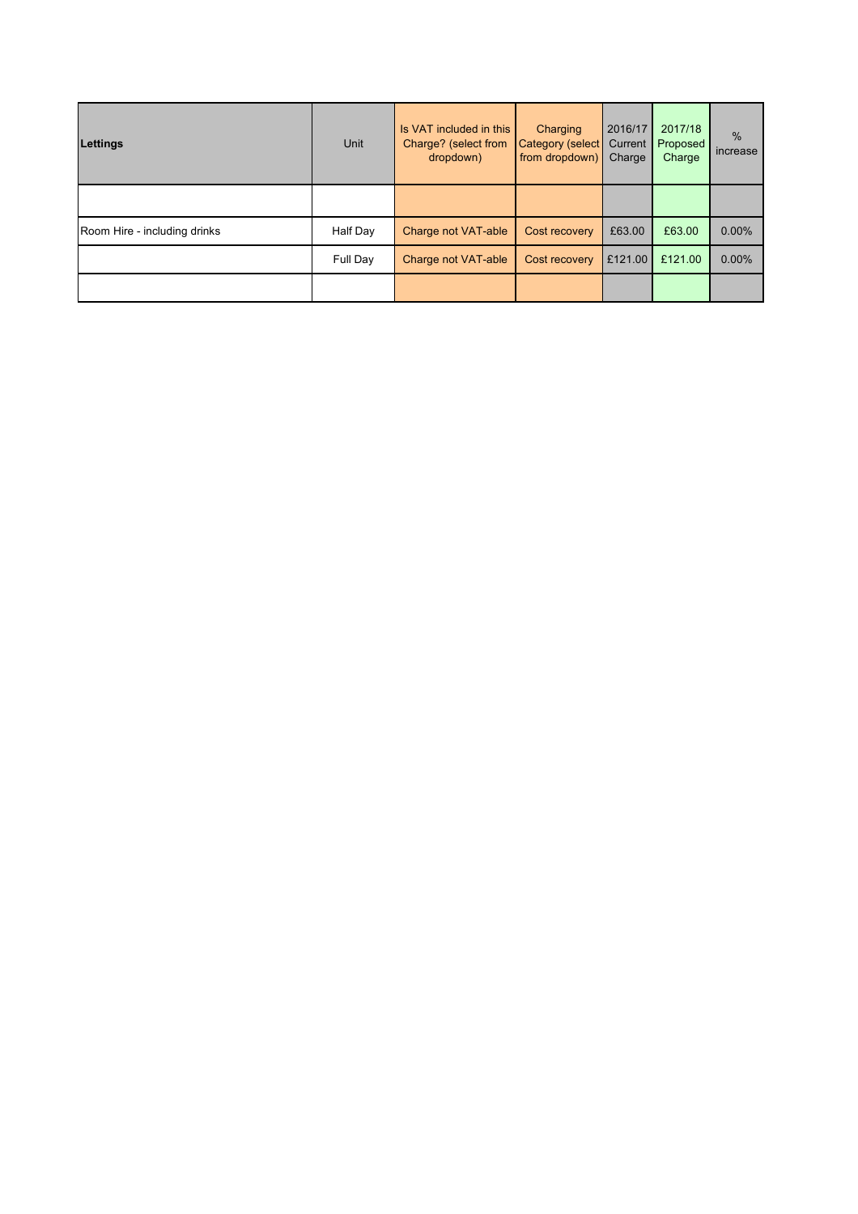| **Lettings** | Unit | Is VAT included in this Charge? (select from dropdown) | Charging Category (select from dropdown) | 2016/17 Current Charge | 2017/18 Proposed Charge | % increase |
|---|---|---|---|---|---|---|
| | | | | | | |
| Room Hire - including drinks | Half Day | Charge not VAT-able | Cost recovery | £63.00 | £63.00 | 0.00% |
| | Full Day | Charge not VAT-able | Cost recovery | £121.00 | £121.00 | 0.00% |
| | | | | | | |